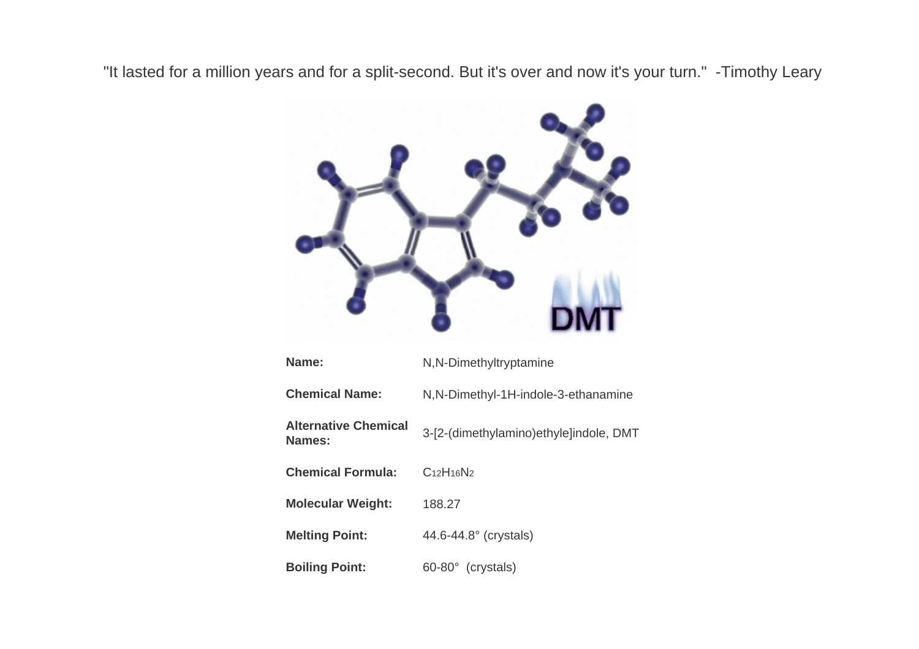"It lasted for a million years and for a split-second. But it's over and now it's your turn." -Timothy Leary

| | |
|---|---|
| **Name:** | N,N-Dimethyltryptamine |
| **Chemical Name:** | N,N-Dimethyl-1H-indole-3-ethanamine |
| **Alternative Chemical Names:** | 3-[2-(dimethylamino)ethyle]indole, DMT |
| **Chemical Formula:** | $C_{12}H_{16}N_2$ |
| **Molecular Weight:** | 188.27 |
| **Melting Point:** | 44.6-44.8° (crystals) |
| **Boiling Point:** | 60-80° (crystals) |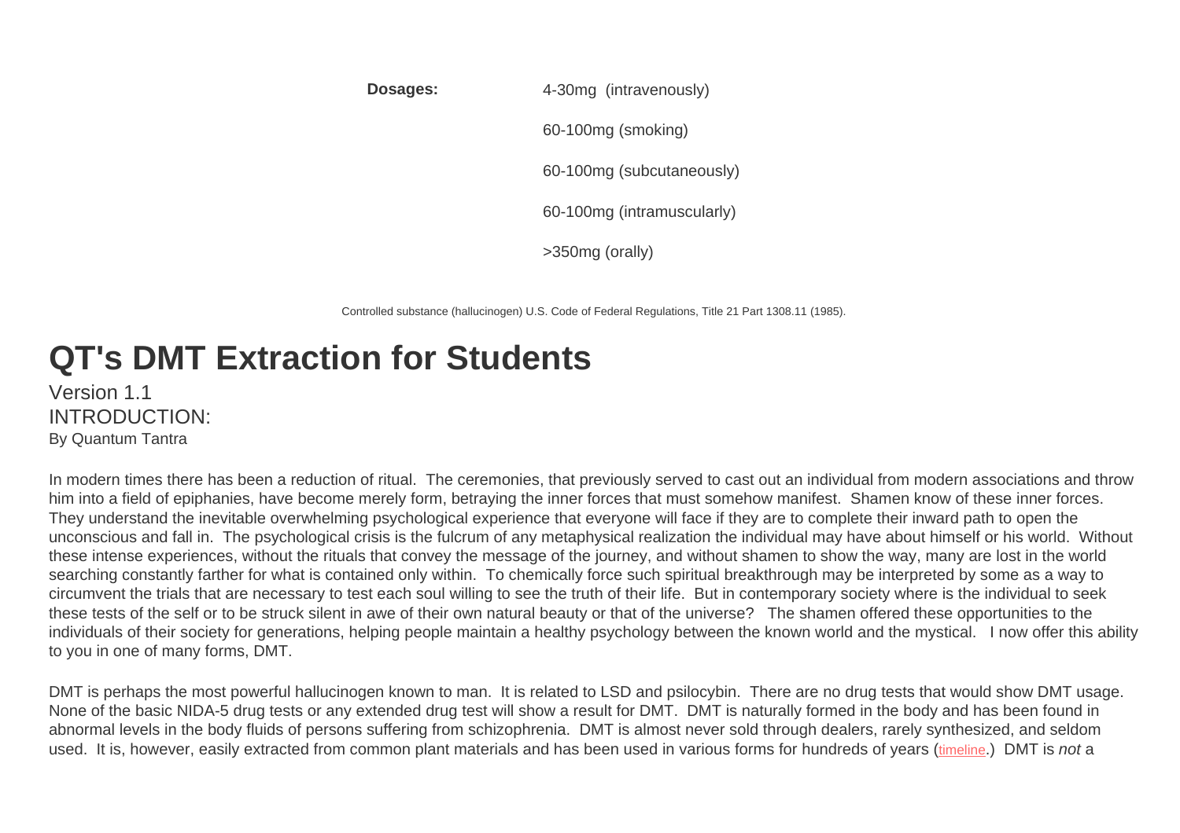| | |
|---|---|
| **Dosages:** | 4-30mg (intravenously) |
| | 60-100mg (smoking) |
| | 60-100mg (subcutaneously) |
| | 60-100mg (intramuscularly) |
| | >350mg (orally) |

Controlled substance (hallucinogen) U.S. Code of Federal Regulations, Title 21 Part 1308.11 (1985).

# QT's DMT Extraction for Students

Version 1.1

INTRODUCTION:

By Quantum Tantra

In modern times there has been a reduction of ritual. The ceremonies, that previously served to cast out an individual from modern associations and throw him into a field of epiphanies, have become merely form, betraying the inner forces that must somehow manifest. Shamen know of these inner forces. They understand the inevitable overwhelming psychological experience that everyone will face if they are to complete their inward path to open the unconscious and fall in. The psychological crisis is the fulcrum of any metaphysical realization the individual may have about himself or his world. Without these intense experiences, without the rituals that convey the message of the journey, and without shamen to show the way, many are lost in the world searching constantly farther for what is contained only within. To chemically force such spiritual breakthrough may be interpreted by some as a way to circumvent the trials that are necessary to test each soul willing to see the truth of their life. But in contemporary society where is the individual to seek these tests of the self or to be struck silent in awe of their own natural beauty or that of the universe? The shamen offered these opportunities to the individuals of their society for generations, helping people maintain a healthy psychology between the known world and the mystical. I now offer this ability to you in one of many forms, DMT.

DMT is perhaps the most powerful hallucinogen known to man. It is related to LSD and psilocybin. There are no drug tests that would show DMT usage. None of the basic NIDA-5 drug tests or any extended drug test will show a result for DMT. DMT is naturally formed in the body and has been found in abnormal levels in the body fluids of persons suffering from schizophrenia. DMT is almost never sold through dealers, rarely synthesized, and seldom used. It is, however, easily extracted from common plant materials and has been used in various forms for hundreds of years (timeline.) DMT is *not* a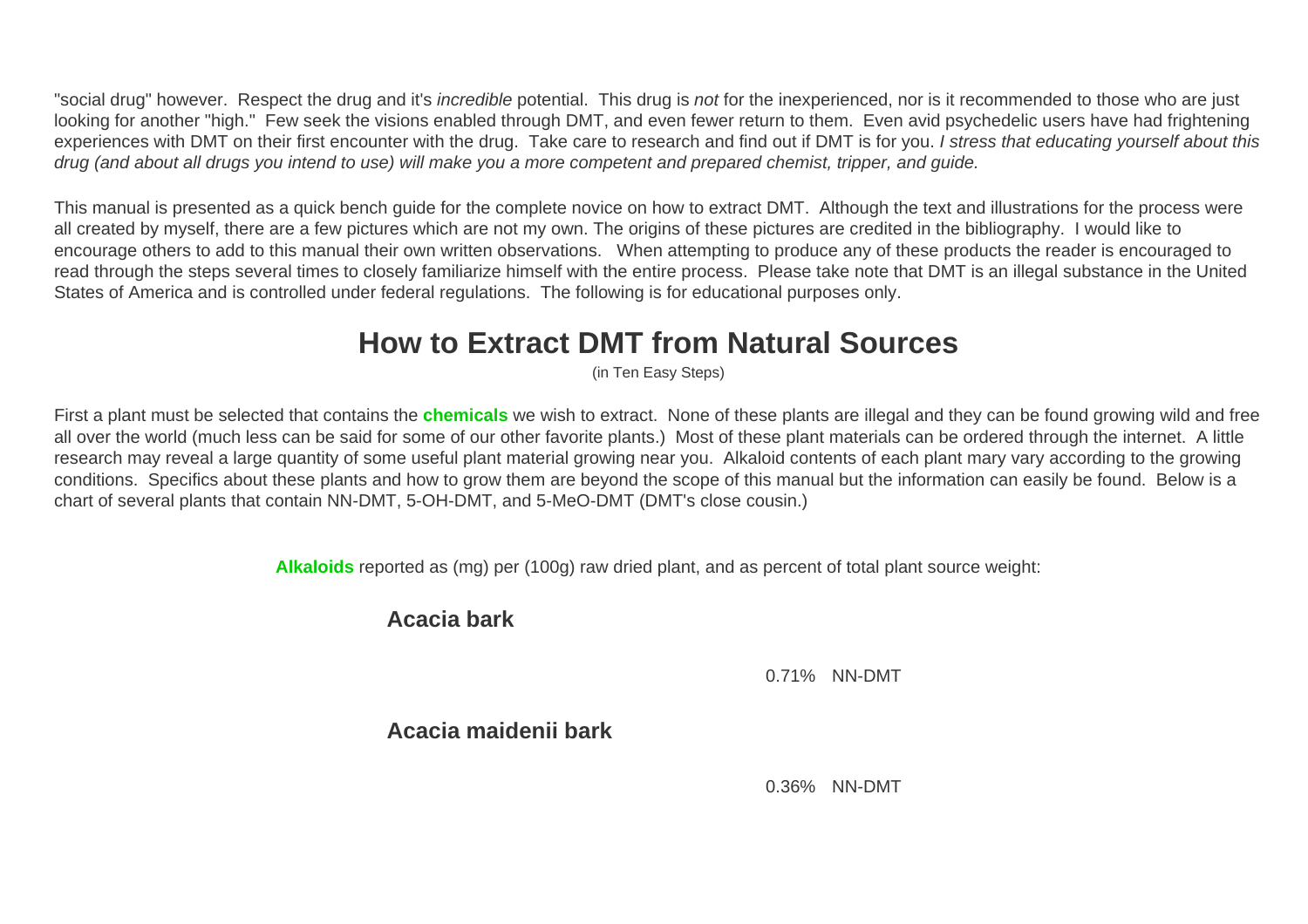"social drug" however. Respect the drug and it's *incredible* potential. This drug is *not* for the inexperienced, nor is it recommended to those who are just looking for another "high." Few seek the visions enabled through DMT, and even fewer return to them. Even avid psychedelic users have had frightening experiences with DMT on their first encounter with the drug. Take care to research and find out if DMT is for you. *I stress that educating yourself about this drug (and about all drugs you intend to use) will make you a more competent and prepared chemist, tripper, and guide.*

This manual is presented as a quick bench guide for the complete novice on how to extract DMT. Although the text and illustrations for the process were all created by myself, there are a few pictures which are not my own. The origins of these pictures are credited in the bibliography. I would like to encourage others to add to this manual their own written observations. When attempting to produce any of these products the reader is encouraged to read through the steps several times to closely familiarize himself with the entire process. Please take note that DMT is an illegal substance in the United States of America and is controlled under federal regulations. The following is for educational purposes only.

# How to Extract DMT from Natural Sources

(in Ten Easy Steps)

First a plant must be selected that contains the **chemicals** we wish to extract. None of these plants are illegal and they can be found growing wild and free all over the world (much less can be said for some of our other favorite plants.) Most of these plant materials can be ordered through the internet. A little research may reveal a large quantity of some useful plant material growing near you. Alkaloid contents of each plant mary vary according to the growing conditions. Specifics about these plants and how to grow them are beyond the scope of this manual but the information can easily be found. Below is a chart of several plants that contain NN-DMT, 5-OH-DMT, and 5-MeO-DMT (DMT's close cousin.)

**Alkaloids** reported as (mg) per (100g) raw dried plant, and as percent of total plant source weight:

### Acacia bark

0.71% NN-DMT

### Acacia maidenii bark

0.36% NN-DMT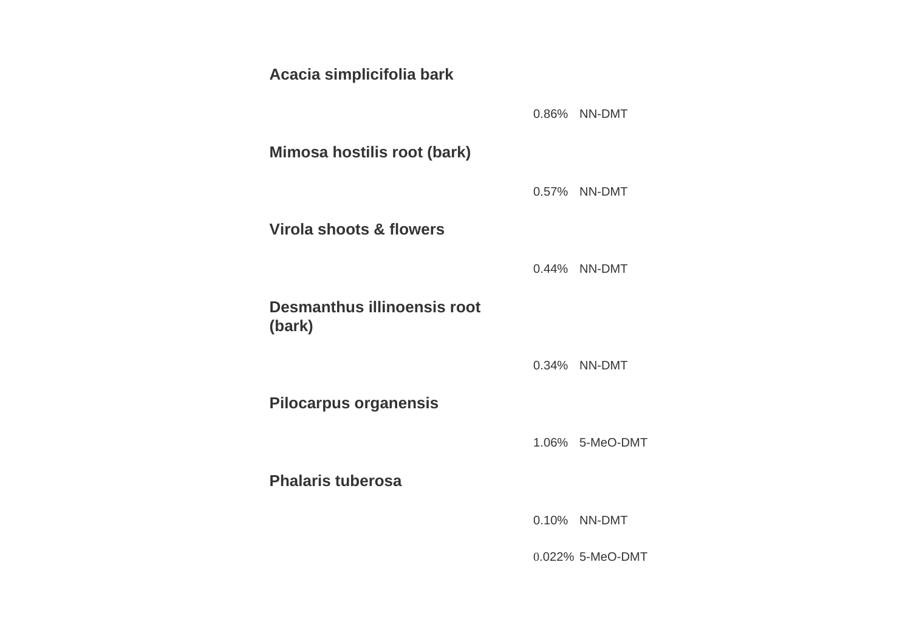**Acacia simplicifolia bark**

0.86% NN-DMT

**Mimosa hostilis root (bark)**

0.57% NN-DMT

**Virola shoots & flowers**

0.44% NN-DMT

**Desmanthus illinoensis root (bark)**

0.34% NN-DMT

**Pilocarpus organensis**

1.06% 5-MeO-DMT

**Phalaris tuberosa**

0.10% NN-DMT

0.022% 5-MeO-DMT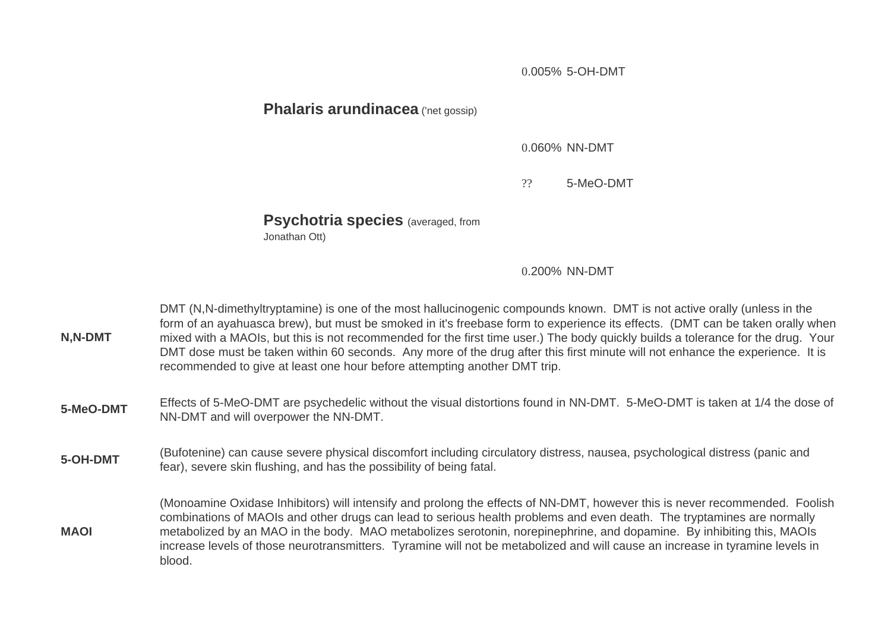| | | |
|---|---|---|
| | 0.005% | 5-OH-DMT |
| **Phalaris arundinacea** ('net gossip) | | |
| | 0.060% | NN-DMT |
| | ?? | 5-MeO-DMT |
| **Psychotria species** (averaged, from Jonathan Ott) | | |
| | 0.200% | NN-DMT |

| | |
|---|---|
| **N,N-DMT** | DMT (N,N-dimethyltryptamine) is one of the most hallucinogenic compounds known. DMT is not active orally (unless in the form of an ayahuasca brew), but must be smoked in it's freebase form to experience its effects. (DMT can be taken orally when mixed with a MAOIs, but this is not recommended for the first time user.) The body quickly builds a tolerance for the drug. Your DMT dose must be taken within 60 seconds. Any more of the drug after this first minute will not enhance the experience. It is recommended to give at least one hour before attempting another DMT trip. |
| **5-MeO-DMT** | Effects of 5-MeO-DMT are psychedelic without the visual distortions found in NN-DMT. 5-MeO-DMT is taken at 1/4 the dose of NN-DMT and will overpower the NN-DMT. |
| **5-OH-DMT** | (Bufotenine) can cause severe physical discomfort including circulatory distress, nausea, psychological distress (panic and fear), severe skin flushing, and has the possibility of being fatal. |
| **MAOI** | (Monoamine Oxidase Inhibitors) will intensify and prolong the effects of NN-DMT, however this is never recommended. Foolish combinations of MAOIs and other drugs can lead to serious health problems and even death. The tryptamines are normally metabolized by an MAO in the body. MAO metabolizes serotonin, norepinephrine, and dopamine. By inhibiting this, MAOIs increase levels of those neurotransmitters. Tyramine will not be metabolized and will cause an increase in tyramine levels in blood. |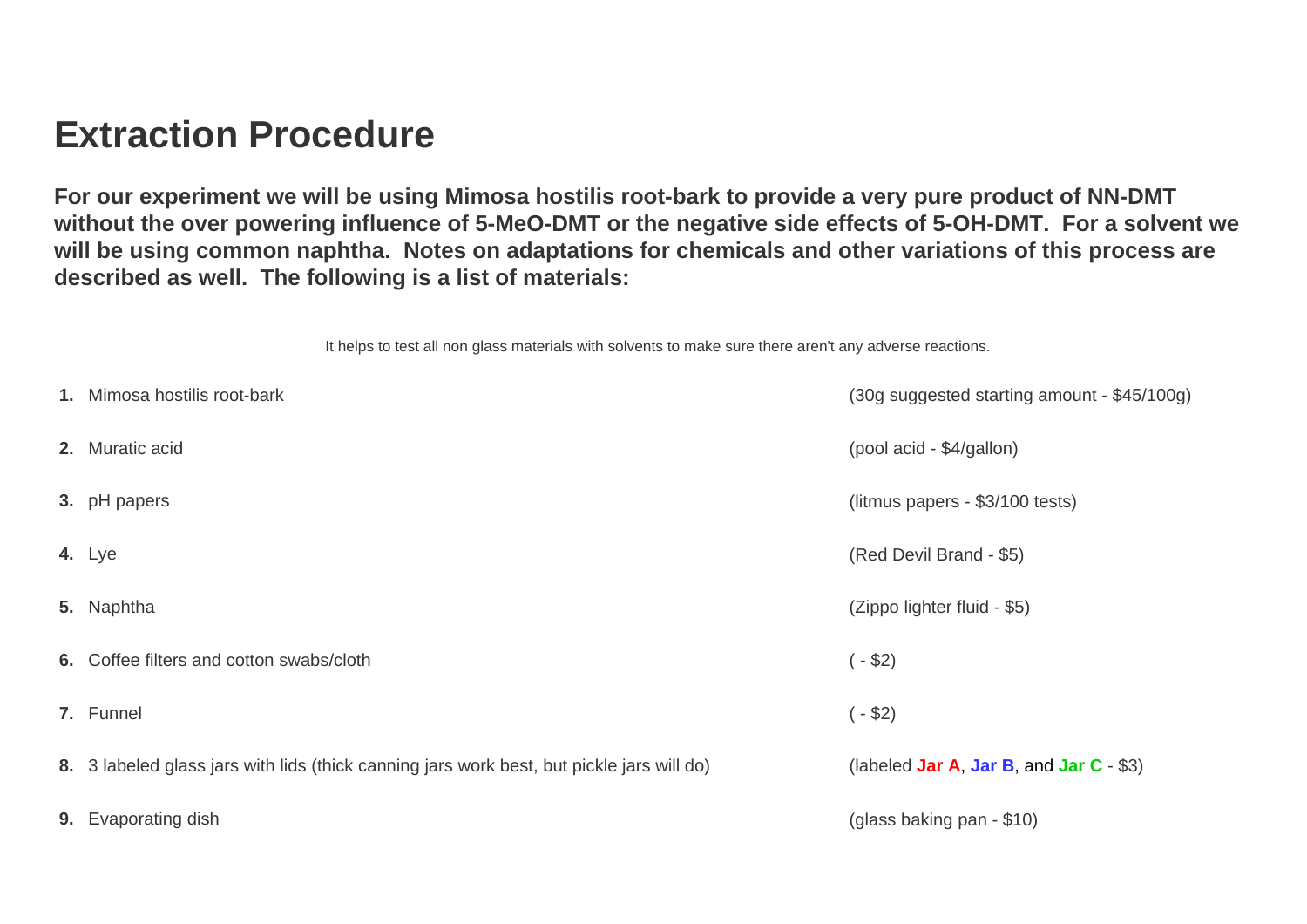# Extraction Procedure

**For our experiment we will be using Mimosa hostilis root-bark to provide a very pure product of NN-DMT without the over powering influence of 5-MeO-DMT or the negative side effects of 5-OH-DMT. For a solvent we will be using common naphtha. Notes on adaptations for chemicals and other variations of this process are described as well. The following is a list of materials:**

It helps to test all non glass materials with solvents to make sure there aren't any adverse reactions.

1. Mimosa hostilis root-bark (30g suggested starting amount - $45/100g)
2. Muratic acid (pool acid - $4/gallon)
3. pH papers (litmus papers - $3/100 tests)
4. Lye (Red Devil Brand - $5)
5. Naphtha (Zippo lighter fluid - $5)
6. Coffee filters and cotton swabs/cloth ( - $2)
7. Funnel ( - $2)
8. 3 labeled glass jars with lids (thick canning jars work best, but pickle jars will do) (labeled **Jar A**, **Jar B**, and **Jar C** - $3)
9. Evaporating dish (glass baking pan - $10)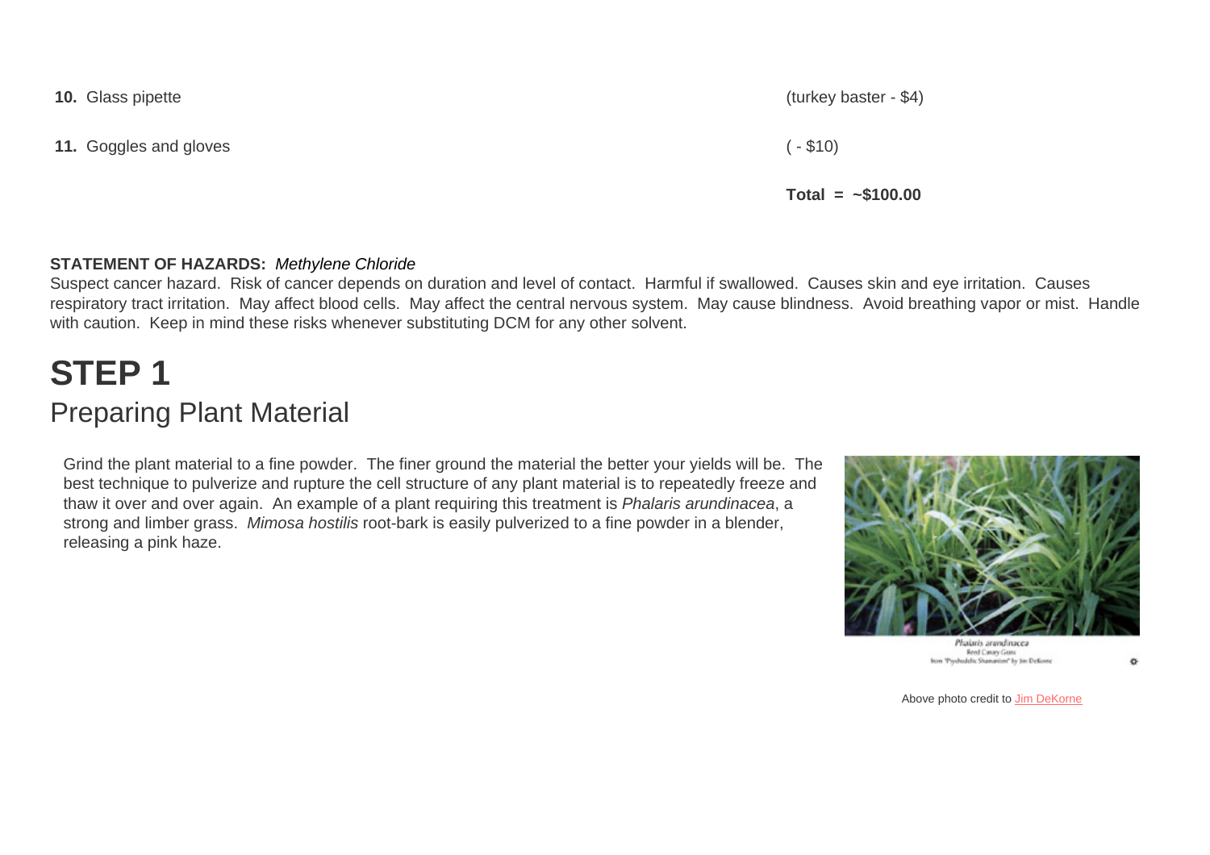**10.** Glass pipette (turkey baster - $4)

**11.** Goggles and gloves ( - $10)

**Total = ~$100.00**

**STATEMENT OF HAZARDS:** *Methylene Chloride*
Suspect cancer hazard. Risk of cancer depends on duration and level of contact. Harmful if swallowed. Causes skin and eye irritation. Causes respiratory tract irritation. May affect blood cells. May affect the central nervous system. May cause blindness. Avoid breathing vapor or mist. Handle with caution. Keep in mind these risks whenever substituting DCM for any other solvent.

# STEP 1

## Preparing Plant Material

Grind the plant material to a fine powder. The finer ground the material the better your yields will be. The best technique to pulverize and rupture the cell structure of any plant material is to repeatedly freeze and thaw it over and over again. An example of a plant requiring this treatment is *Phalaris arundinacea*, a strong and limber grass. *Mimosa hostilis* root-bark is easily pulverized to a fine powder in a blender, releasing a pink haze.

*Phalaris arundinacea*
Reed Canary Grass
from "Psychedelic Shamanism" by Jim DeKorne

Above photo credit to Jim DeKorne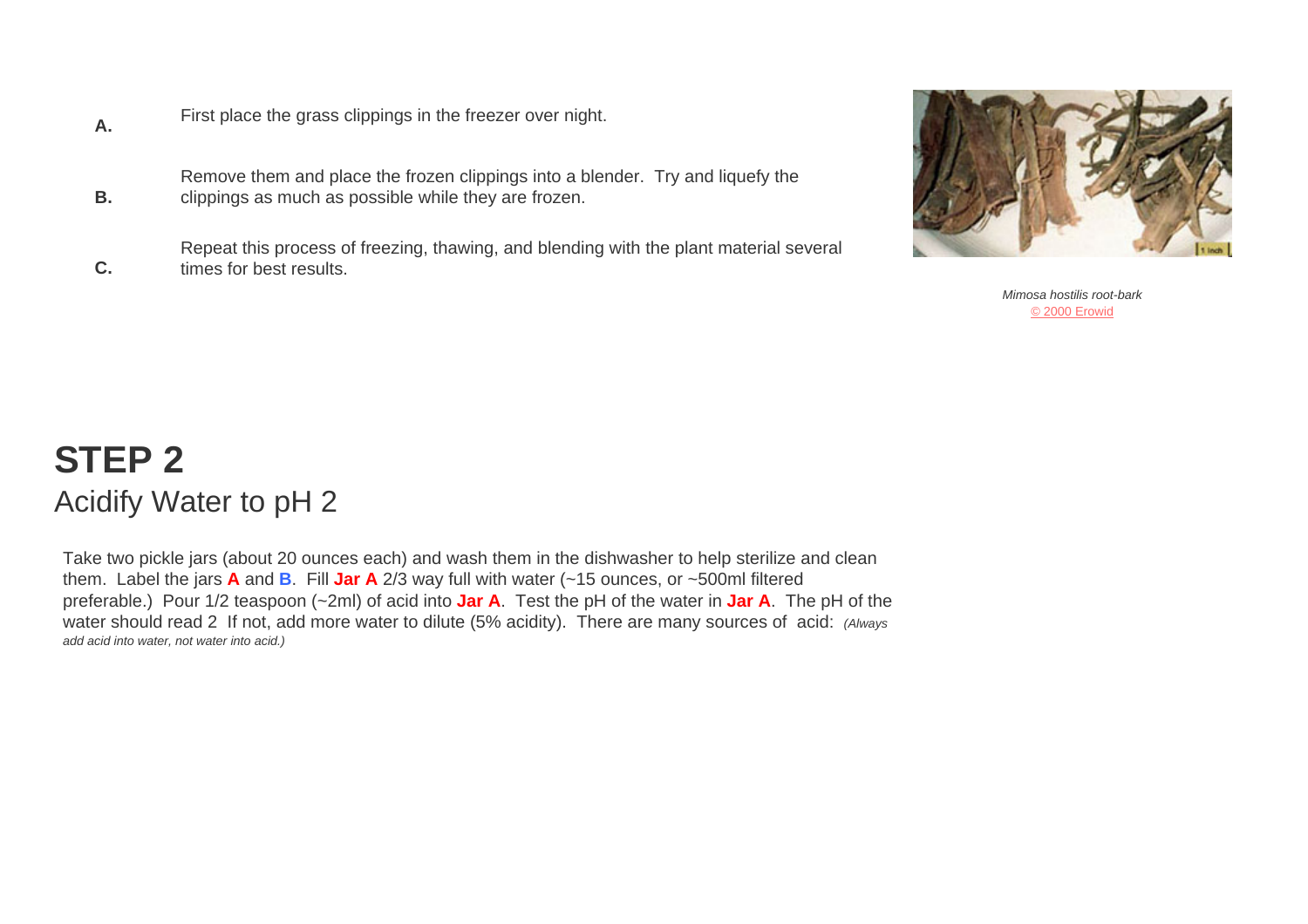**A.** First place the grass clippings in the freezer over night.

**B.** Remove them and place the frozen clippings into a blender. Try and liquefy the clippings as much as possible while they are frozen.

**C.** Repeat this process of freezing, thawing, and blending with the plant material several times for best results.

*Mimosa hostilis root-bark*
© 2000 Erowid

# STEP 2

## Acidify Water to pH 2

Take two pickle jars (about 20 ounces each) and wash them in the dishwasher to help sterilize and clean them. Label the jars **A** and **B**. Fill **Jar A** 2/3 way full with water (~15 ounces, or ~500ml filtered preferable.) Pour 1/2 teaspoon (~2ml) of acid into **Jar A**. Test the pH of the water in **Jar A**. The pH of the water should read 2 If not, add more water to dilute (5% acidity). There are many sources of acid: *(Always add acid into water, not water into acid.)*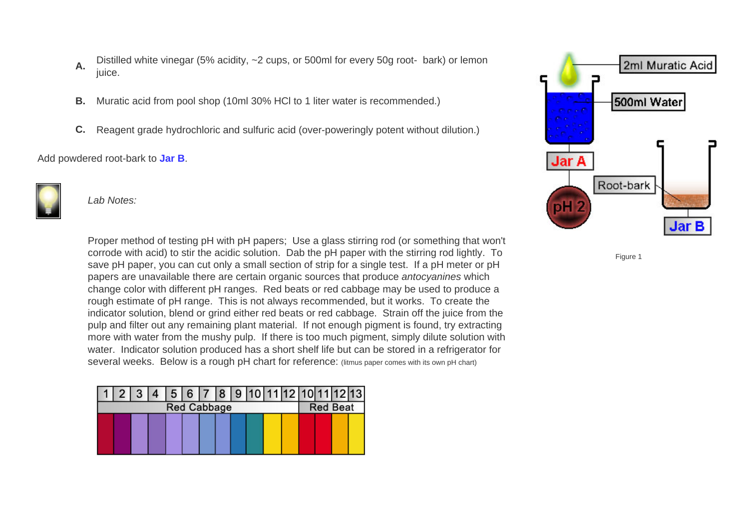**A.** Distilled white vinegar (5% acidity, ~2 cups, or 500ml for every 50g root- bark) or lemon juice.

**B.** Muratic acid from pool shop (10ml 30% HCl to 1 liter water is recommended.)

**C.** Reagent grade hydrochloric and sulfuric acid (over-poweringly potent without dilution.)

Add powdered root-bark to **Jar B**.

2ml Muratic Acid

500ml Water

Jar A

pH 2

Root-bark

Jar B

Figure 1

*Lab Notes:*

Proper method of testing pH with pH papers; Use a glass stirring rod (or something that won't corrode with acid) to stir the acidic solution. Dab the pH paper with the stirring rod lightly. To save pH paper, you can cut only a small section of strip for a single test. If a pH meter or pH papers are unavailable there are certain organic sources that produce *antocyanines* which change color with different pH ranges. Red beats or red cabbage may be used to produce a rough estimate of pH range. This is not always recommended, but it works. To create the indicator solution, blend or grind either red beats or red cabbage. Strain off the juice from the pulp and filter out any remaining plant material. If not enough pigment is found, try extracting more with water from the mushy pulp. If there is too much pigment, simply dilute solution with water. Indicator solution produced has a short shelf life but can be stored in a refrigerator for several weeks. Below is a rough pH chart for reference: (litmus paper comes with its own pH chart)

| 1 | 2 | 3 | 4 | 5 | 6 | 7 | 8 | 9 | 10 | 11 | 12 | 10 | 11 | 12 | 13 |
|---|---|---|---|---|---|---|---|---|---|---|---|---|---|---|---|
| Red Cabbage | | | | | | | | | | | | Red Beat | | | |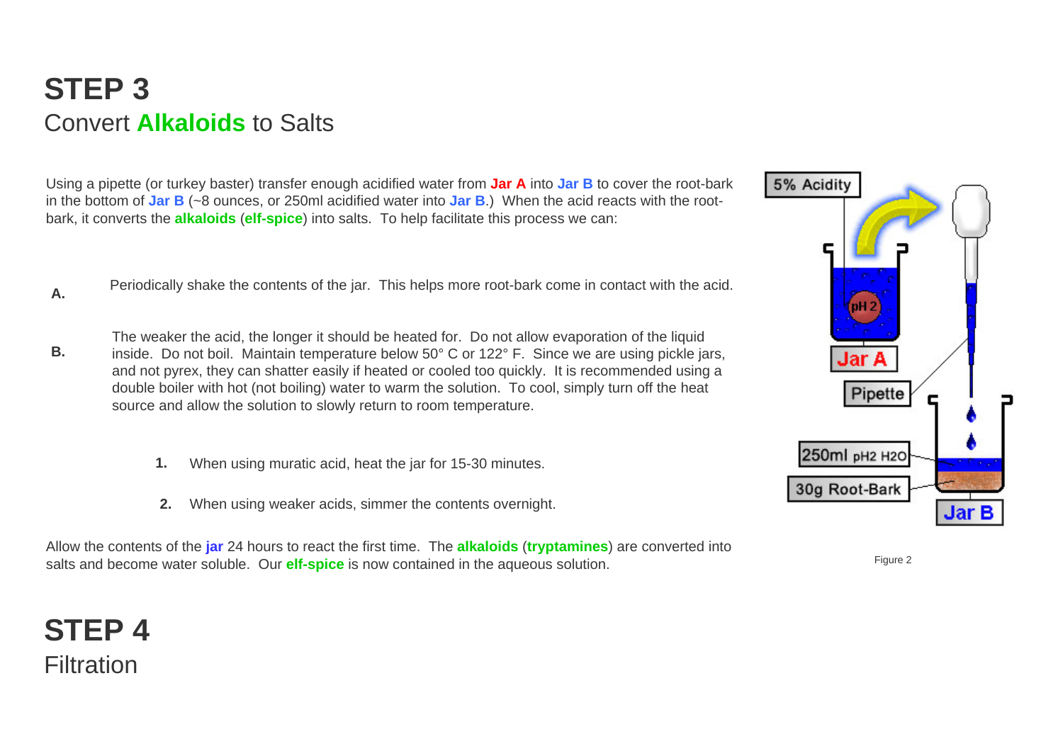# STEP 3

## Convert **Alkaloids** to Salts

Using a pipette (or turkey baster) transfer enough acidified water from **Jar A** into **Jar B** to cover the root-bark in the bottom of **Jar B** (~8 ounces, or 250ml acidified water into **Jar B**.) When the acid reacts with the root-bark, it converts the **alkaloids** (**elf-spice**) into salts. To help facilitate this process we can:

**A.** Periodically shake the contents of the jar. This helps more root-bark come in contact with the acid.

**B.** The weaker the acid, the longer it should be heated for. Do not allow evaporation of the liquid inside. Do not boil. Maintain temperature below 50° C or 122° F. Since we are using pickle jars, and not pyrex, they can shatter easily if heated or cooled too quickly. It is recommended using a double boiler with hot (not boiling) water to warm the solution. To cool, simply turn off the heat source and allow the solution to slowly return to room temperature.

1. When using muratic acid, heat the jar for 15-30 minutes.
2. When using weaker acids, simmer the contents overnight.

Allow the contents of the **jar** 24 hours to react the first time. The **alkaloids** (**tryptamines**) are converted into salts and become water soluble. Our **elf-spice** is now contained in the aqueous solution.

Figure 2

# STEP 4

## Filtration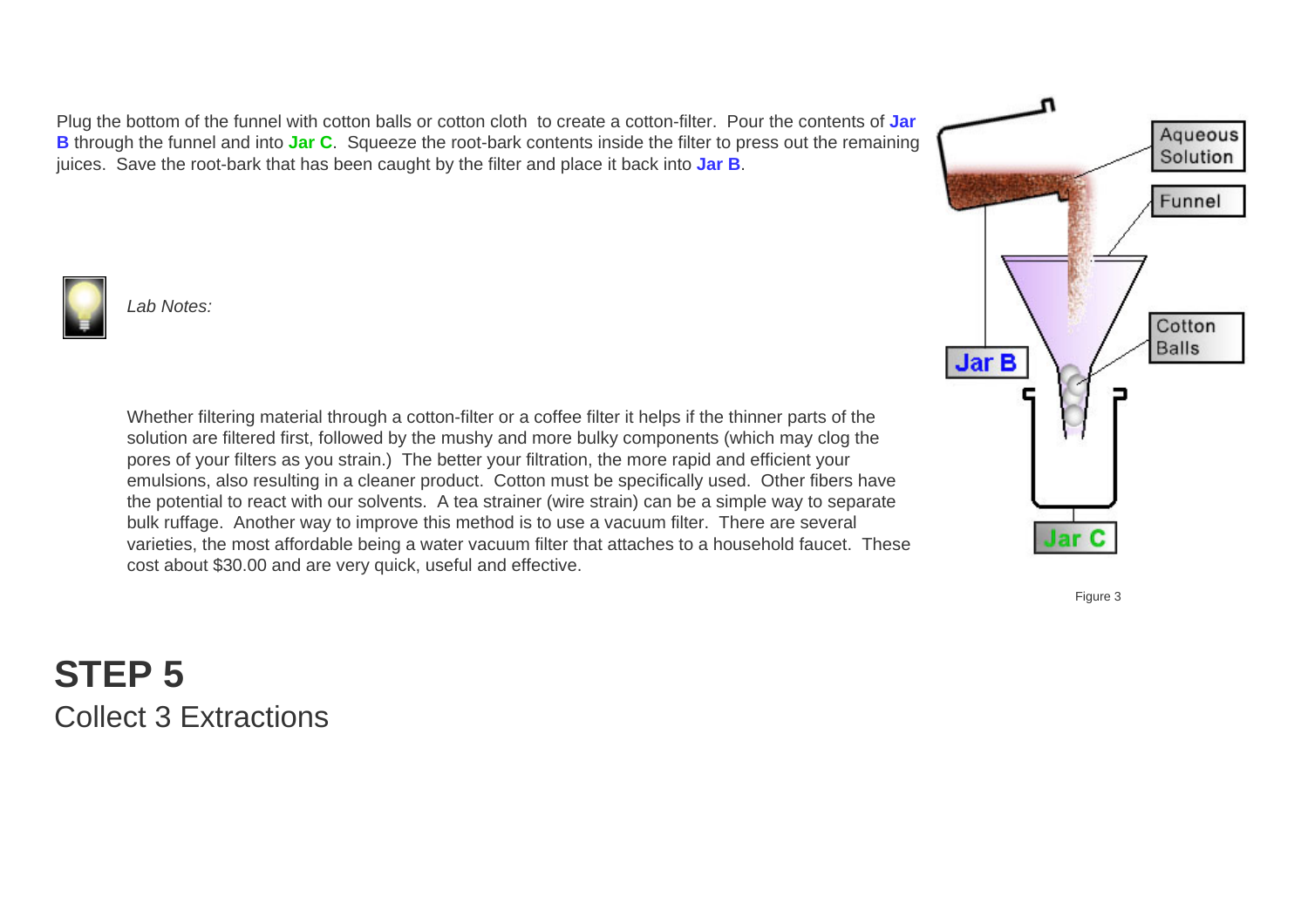Plug the bottom of the funnel with cotton balls or cotton cloth to create a cotton-filter. Pour the contents of **Jar B** through the funnel and into **Jar C**. Squeeze the root-bark contents inside the filter to press out the remaining juices. Save the root-bark that has been caught by the filter and place it back into **Jar B**.

*Lab Notes:*

Whether filtering material through a cotton-filter or a coffee filter it helps if the thinner parts of the solution are filtered first, followed by the mushy and more bulky components (which may clog the pores of your filters as you strain.) The better your filtration, the more rapid and efficient your emulsions, also resulting in a cleaner product. Cotton must be specifically used. Other fibers have the potential to react with our solvents. A tea strainer (wire strain) can be a simple way to separate bulk ruffage. Another way to improve this method is to use a vacuum filter. There are several varieties, the most affordable being a water vacuum filter that attaches to a household faucet. These cost about $30.00 and are very quick, useful and effective.

Figure 3

# STEP 5

## Collect 3 Extractions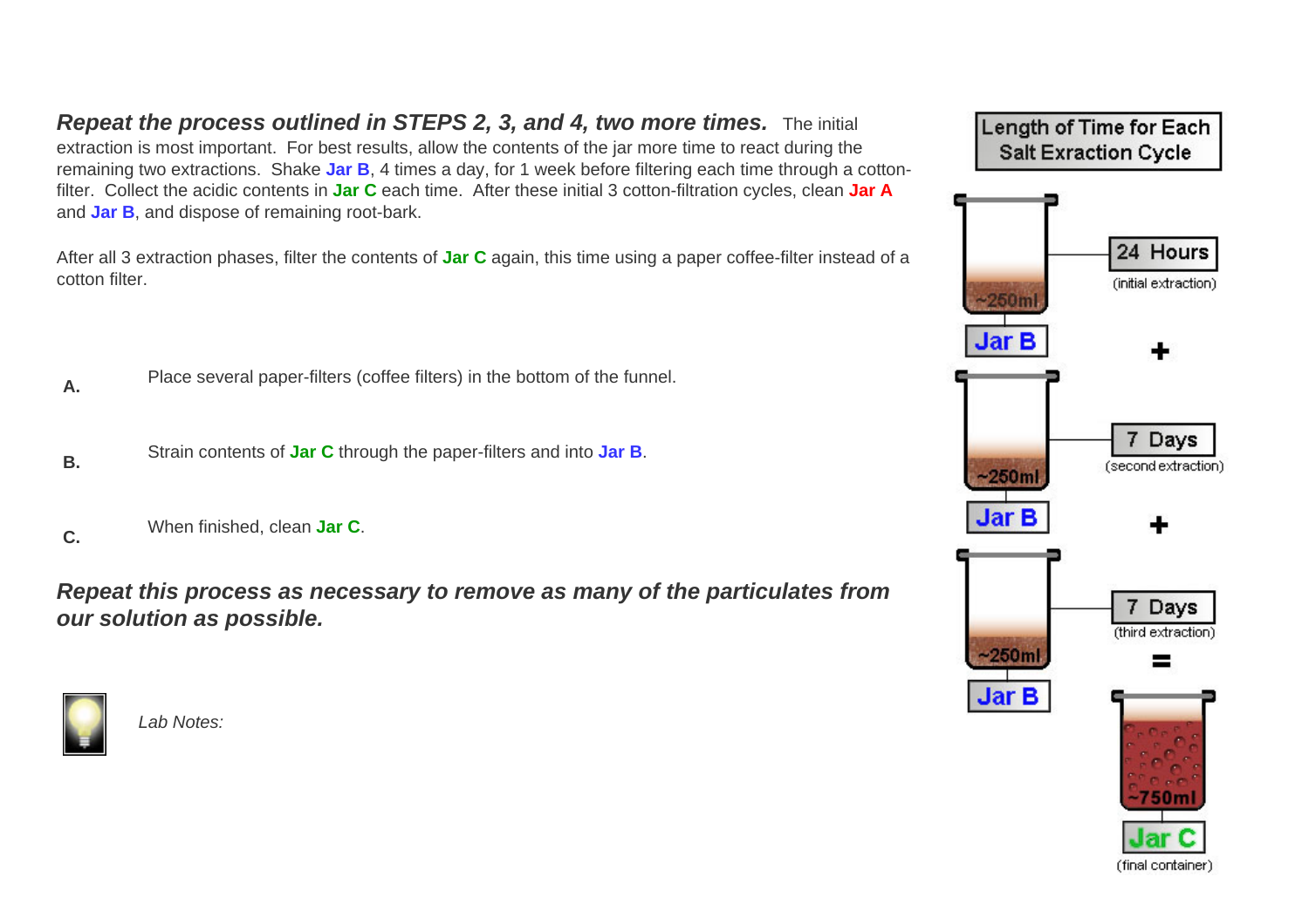***Repeat the process outlined in STEPS 2, 3, and 4, two more times.*** The initial extraction is most important. For best results, allow the contents of the jar more time to react during the remaining two extractions. Shake **Jar B**, 4 times a day, for 1 week before filtering each time through a cotton-filter. Collect the acidic contents in **Jar C** each time. After these initial 3 cotton-filtration cycles, clean **Jar A** and **Jar B**, and dispose of remaining root-bark.

After all 3 extraction phases, filter the contents of **Jar C** again, this time using a paper coffee-filter instead of a cotton filter.

**A.** Place several paper-filters (coffee filters) in the bottom of the funnel.

**B.** Strain contents of **Jar C** through the paper-filters and into **Jar B**.

**C.** When finished, clean **Jar C**.

***Repeat this process as necessary to remove as many of the particulates from our solution as possible.***

*Lab Notes:*

**Length of Time for Each Salt Exraction Cycle**

~250ml — Jar B — 24 Hours (initial extraction)

+

~250ml — Jar B — 7 Days (second extraction)

+

~250ml — Jar B — 7 Days (third extraction)

=

~750ml — Jar C (final container)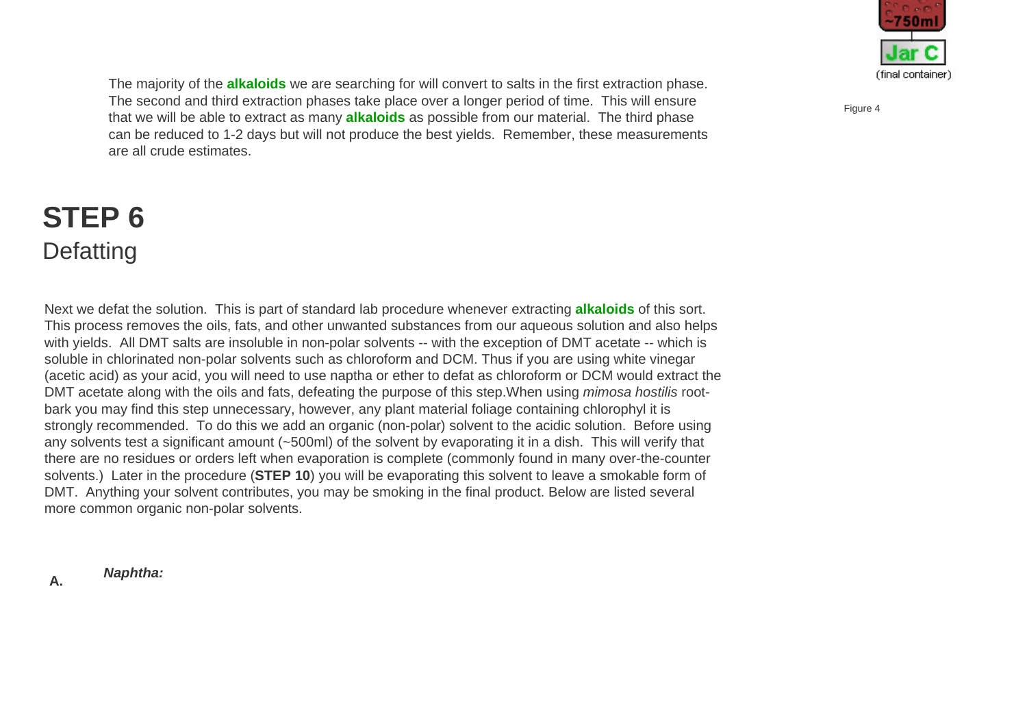The majority of the **alkaloids** we are searching for will convert to salts in the first extraction phase. The second and third extraction phases take place over a longer period of time. This will ensure that we will be able to extract as many **alkaloids** as possible from our material. The third phase can be reduced to 1-2 days but will not produce the best yields. Remember, these measurements are all crude estimates.

~750ml

Jar C

(final container)

Figure 4

# STEP 6

## Defatting

Next we defat the solution. This is part of standard lab procedure whenever extracting **alkaloids** of this sort. This process removes the oils, fats, and other unwanted substances from our aqueous solution and also helps with yields. All DMT salts are insoluble in non-polar solvents -- with the exception of DMT acetate -- which is soluble in chlorinated non-polar solvents such as chloroform and DCM. Thus if you are using white vinegar (acetic acid) as your acid, you will need to use naptha or ether to defat as chloroform or DCM would extract the DMT acetate along with the oils and fats, defeating the purpose of this step.When using *mimosa hostilis* root-bark you may find this step unnecessary, however, any plant material foliage containing chlorophyl it is strongly recommended. To do this we add an organic (non-polar) solvent to the acidic solution. Before using any solvents test a significant amount (~500ml) of the solvent by evaporating it in a dish. This will verify that there are no residues or orders left when evaporation is complete (commonly found in many over-the-counter solvents.) Later in the procedure (**STEP 10**) you will be evaporating this solvent to leave a smokable form of DMT. Anything your solvent contributes, you may be smoking in the final product. Below are listed several more common organic non-polar solvents.

**A.** ***Naphtha:***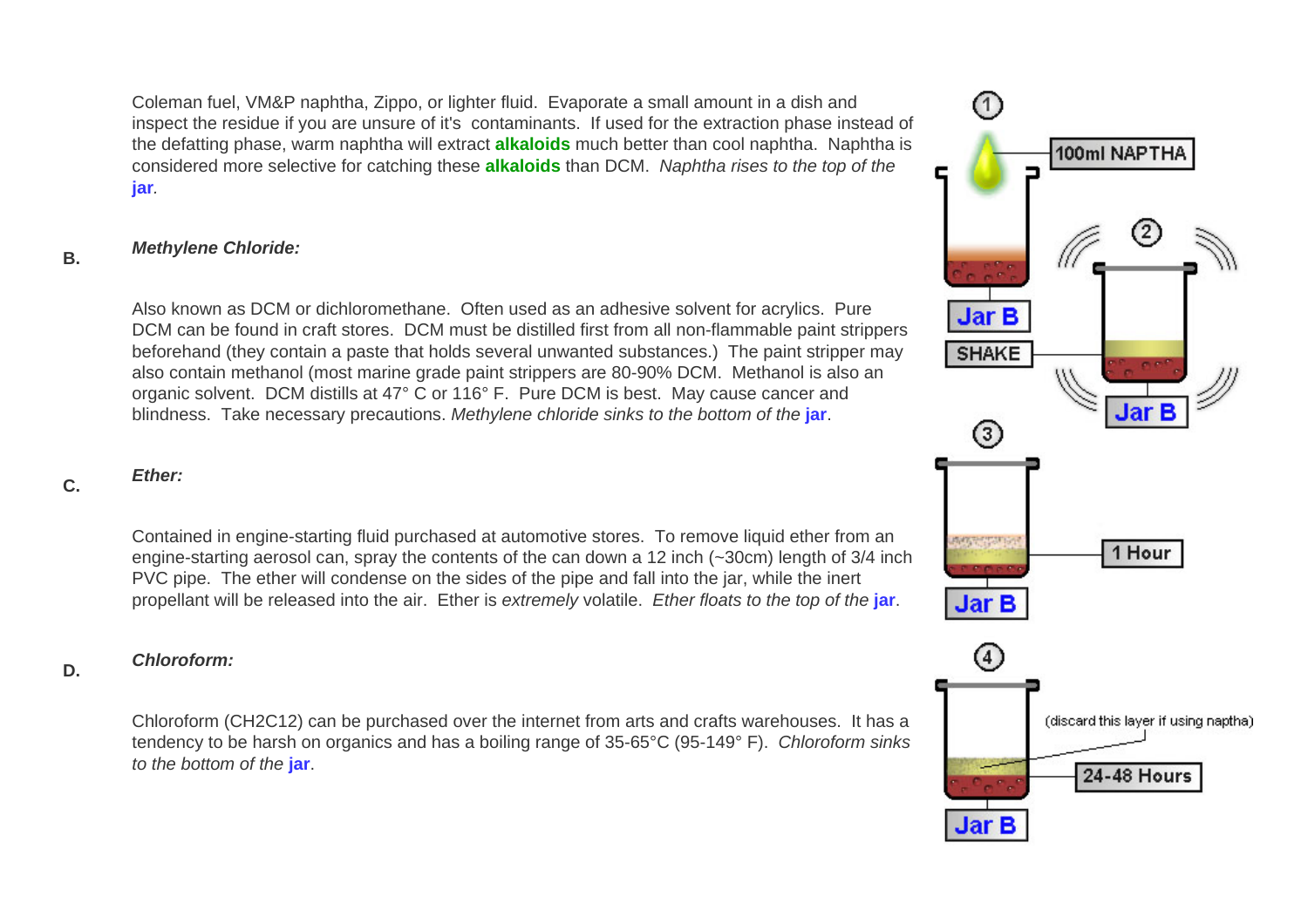Coleman fuel, VM&P naphtha, Zippo, or lighter fluid. Evaporate a small amount in a dish and inspect the residue if you are unsure of it's contaminants. If used for the extraction phase instead of the defatting phase, warm naphtha will extract **alkaloids** much better than cool naphtha. Naphtha is considered more selective for catching these **alkaloids** than DCM. *Naphtha rises to the top of the* **jar**.

**B.** ***Methylene Chloride:***

Also known as DCM or dichloromethane. Often used as an adhesive solvent for acrylics. Pure DCM can be found in craft stores. DCM must be distilled first from all non-flammable paint strippers beforehand (they contain a paste that holds several unwanted substances.) The paint stripper may also contain methanol (most marine grade paint strippers are 80-90% DCM. Methanol is also an organic solvent. DCM distills at 47° C or 116° F. Pure DCM is best. May cause cancer and blindness. Take necessary precautions. *Methylene chloride sinks to the bottom of the* **jar**.

**C.** ***Ether:***

Contained in engine-starting fluid purchased at automotive stores. To remove liquid ether from an engine-starting aerosol can, spray the contents of the can down a 12 inch (~30cm) length of 3/4 inch PVC pipe. The ether will condense on the sides of the pipe and fall into the jar, while the inert propellant will be released into the air. Ether is *extremely* volatile. *Ether floats to the top of the* **jar**.

**D.** ***Chloroform:***

Chloroform ($CH_2C12$) can be purchased over the internet from arts and crafts warehouses. It has a tendency to be harsh on organics and has a boiling range of 35-65°C (95-149° F). *Chloroform sinks to the bottom of the* **jar**.

1. 100ml NAPTHA — Jar B
2. SHAKE — Jar B
3. 1 Hour — Jar B
4. 24-48 Hours — Jar B (discard this layer if using naptha)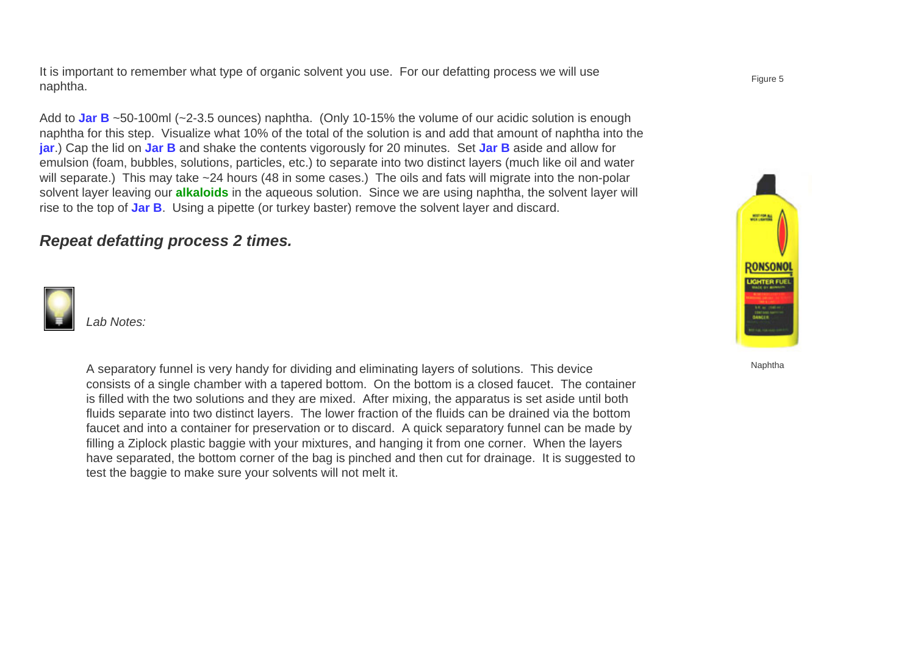It is important to remember what type of organic solvent you use. For our defatting process we will use naphtha.

Add to **Jar B** ~50-100ml (~2-3.5 ounces) naphtha. (Only 10-15% the volume of our acidic solution is enough naphtha for this step. Visualize what 10% of the total of the solution is and add that amount of naphtha into the **jar**.) Cap the lid on **Jar B** and shake the contents vigorously for 20 minutes. Set **Jar B** aside and allow for emulsion (foam, bubbles, solutions, particles, etc.) to separate into two distinct layers (much like oil and water will separate.) This may take ~24 hours (48 in some cases.) The oils and fats will migrate into the non-polar solvent layer leaving our **alkaloids** in the aqueous solution. Since we are using naphtha, the solvent layer will rise to the top of **Jar B**. Using a pipette (or turkey baster) remove the solvent layer and discard.

Figure 5

Naphtha

***Repeat defatting process 2 times.***

*Lab Notes:*

A separatory funnel is very handy for dividing and eliminating layers of solutions. This device consists of a single chamber with a tapered bottom. On the bottom is a closed faucet. The container is filled with the two solutions and they are mixed. After mixing, the apparatus is set aside until both fluids separate into two distinct layers. The lower fraction of the fluids can be drained via the bottom faucet and into a container for preservation or to discard. A quick separatory funnel can be made by filling a Ziplock plastic baggie with your mixtures, and hanging it from one corner. When the layers have separated, the bottom corner of the bag is pinched and then cut for drainage. It is suggested to test the baggie to make sure your solvents will not melt it.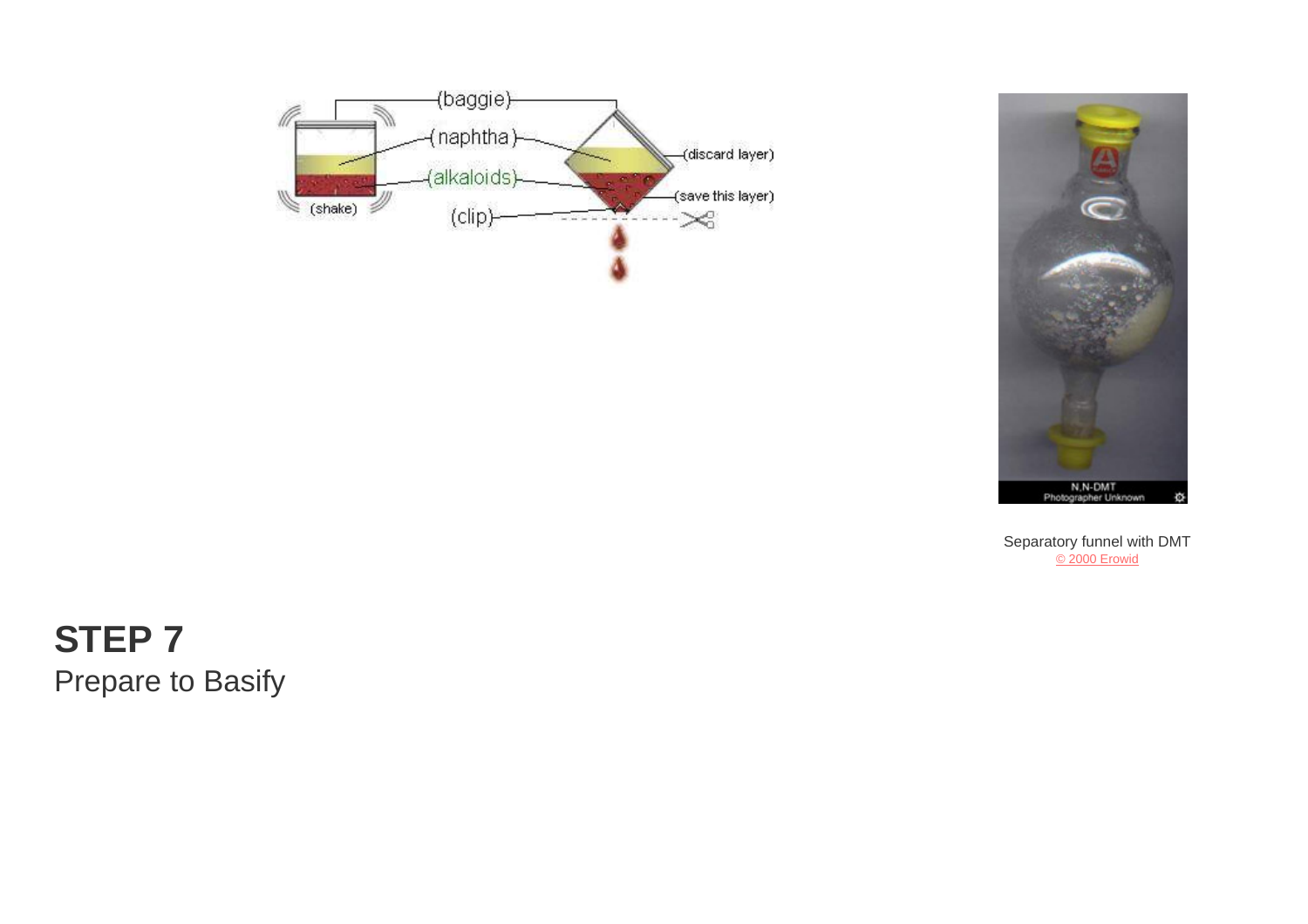Separatory funnel with DMT
© 2000 Erowid

## STEP 7

Prepare to Basify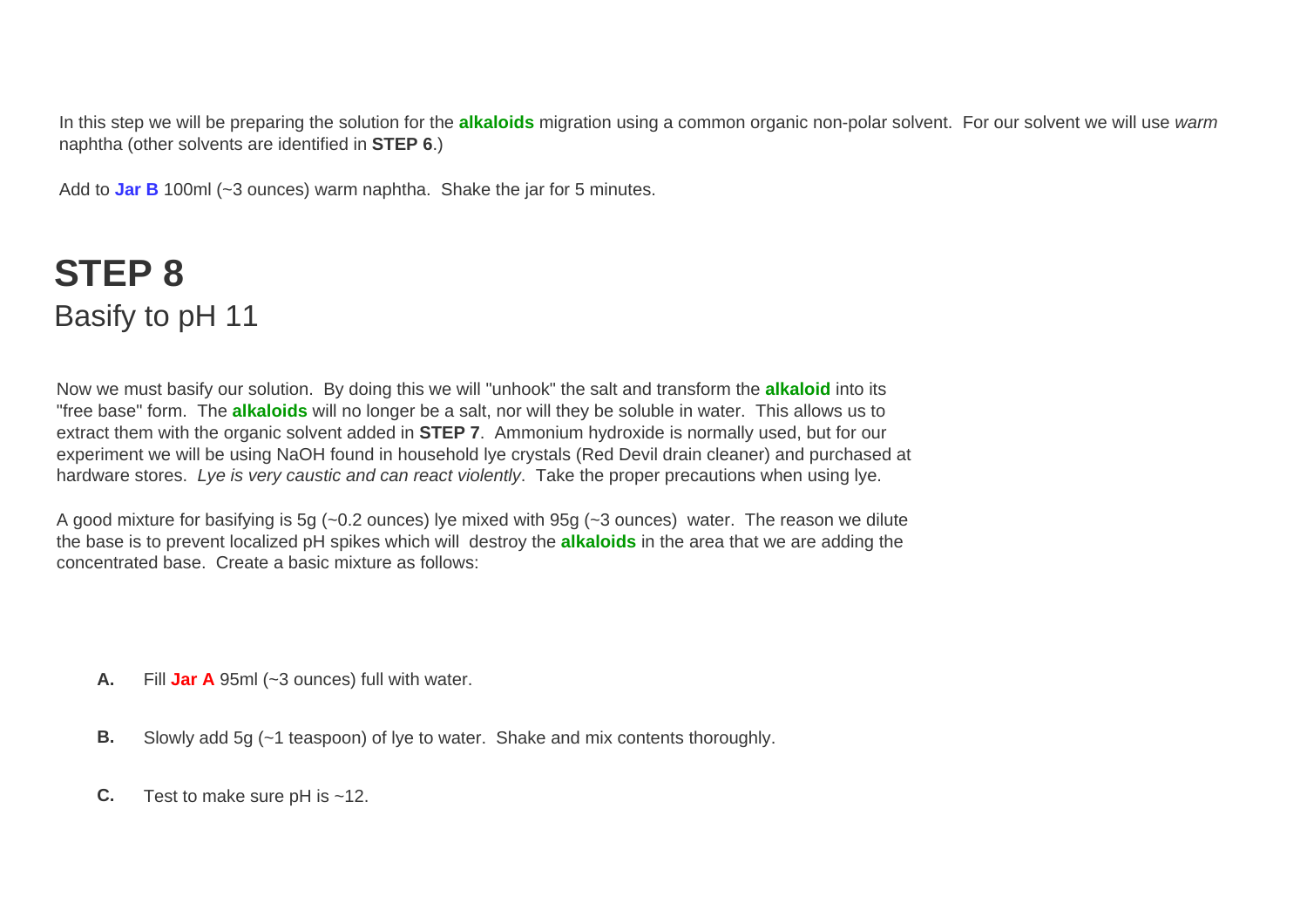In this step we will be preparing the solution for the **alkaloids** migration using a common organic non-polar solvent. For our solvent we will use *warm* naphtha (other solvents are identified in **STEP 6**.)

Add to **Jar B** 100ml (~3 ounces) warm naphtha. Shake the jar for 5 minutes.

# STEP 8

## Basify to pH 11

Now we must basify our solution. By doing this we will "unhook" the salt and transform the **alkaloid** into its "free base" form. The **alkaloids** will no longer be a salt, nor will they be soluble in water. This allows us to extract them with the organic solvent added in **STEP 7**. Ammonium hydroxide is normally used, but for our experiment we will be using NaOH found in household lye crystals (Red Devil drain cleaner) and purchased at hardware stores. *Lye is very caustic and can react violently*. Take the proper precautions when using lye.

A good mixture for basifying is 5g (~0.2 ounces) lye mixed with 95g (~3 ounces) water. The reason we dilute the base is to prevent localized pH spikes which will destroy the **alkaloids** in the area that we are adding the concentrated base. Create a basic mixture as follows:

**A.** Fill **Jar A** 95ml (~3 ounces) full with water.

**B.** Slowly add 5g (~1 teaspoon) of lye to water. Shake and mix contents thoroughly.

**C.** Test to make sure pH is ~12.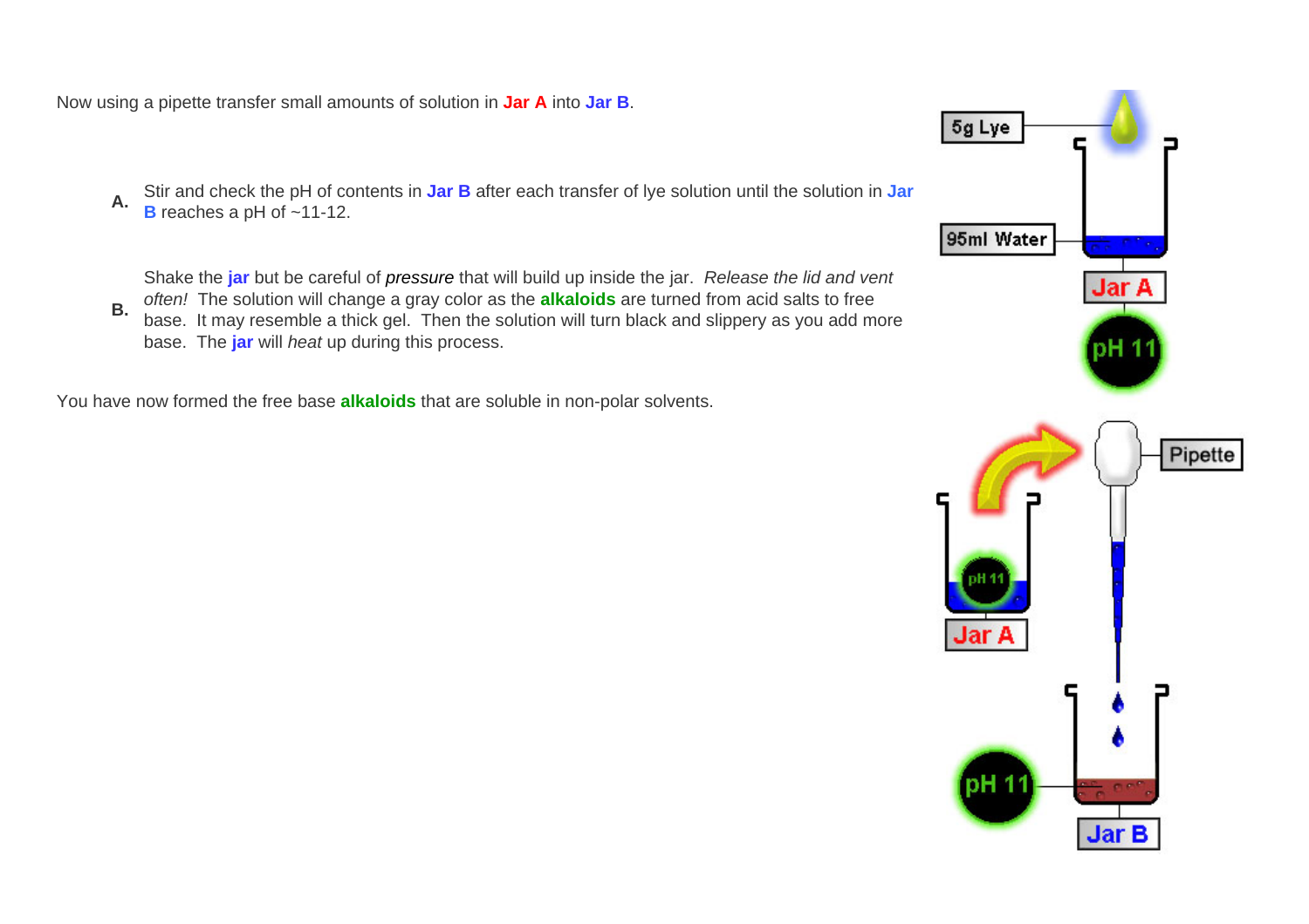Now using a pipette transfer small amounts of solution in **Jar A** into **Jar B**.

**A.** Stir and check the pH of contents in **Jar B** after each transfer of lye solution until the solution in **Jar B** reaches a pH of ~11-12.

**B.** Shake the **jar** but be careful of *pressure* that will build up inside the jar. *Release the lid and vent often!* The solution will change a gray color as the **alkaloids** are turned from acid salts to free base. It may resemble a thick gel. Then the solution will turn black and slippery as you add more base. The **jar** will *heat* up during this process.

You have now formed the free base **alkaloids** that are soluble in non-polar solvents.

5g Lye

95ml Water

Jar A

pH 11

Pipette

Jar A

pH 11

pH 11

Jar B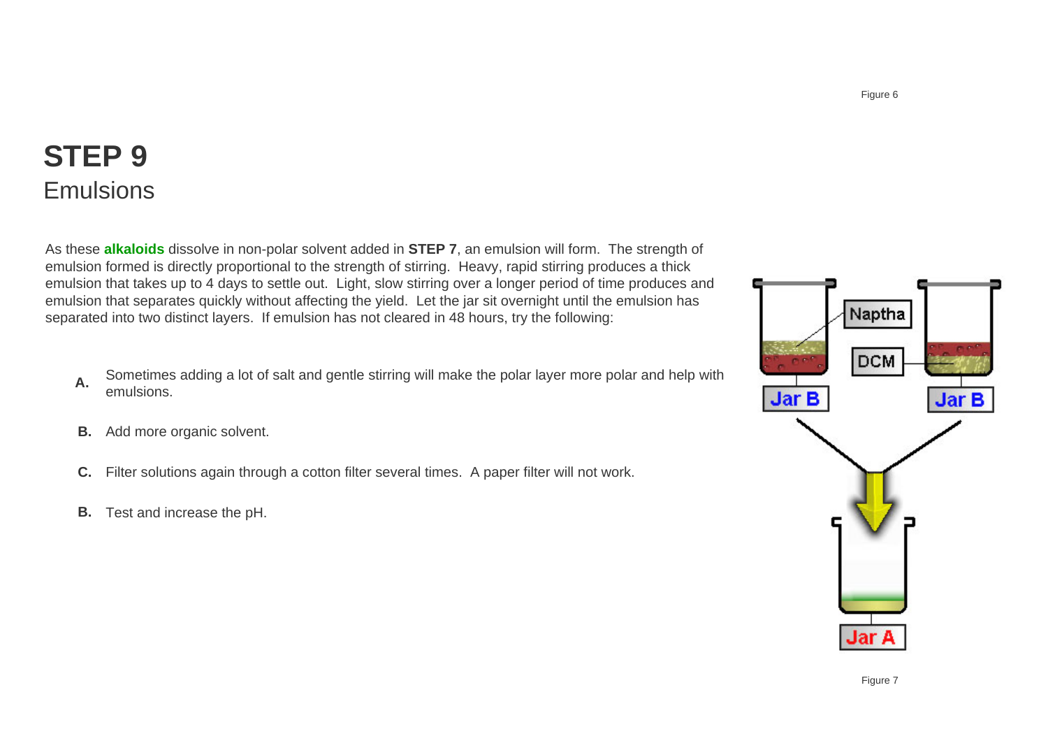Figure 6

# STEP 9

## Emulsions

As these **alkaloids** dissolve in non-polar solvent added in **STEP 7**, an emulsion will form. The strength of emulsion formed is directly proportional to the strength of stirring. Heavy, rapid stirring produces a thick emulsion that takes up to 4 days to settle out. Light, slow stirring over a longer period of time produces and emulsion that separates quickly without affecting the yield. Let the jar sit overnight until the emulsion has separated into two distinct layers. If emulsion has not cleared in 48 hours, try the following:

**A.** Sometimes adding a lot of salt and gentle stirring will make the polar layer more polar and help with emulsions.

**B.** Add more organic solvent.

**C.** Filter solutions again through a cotton filter several times. A paper filter will not work.

**B.** Test and increase the pH.

Figure 7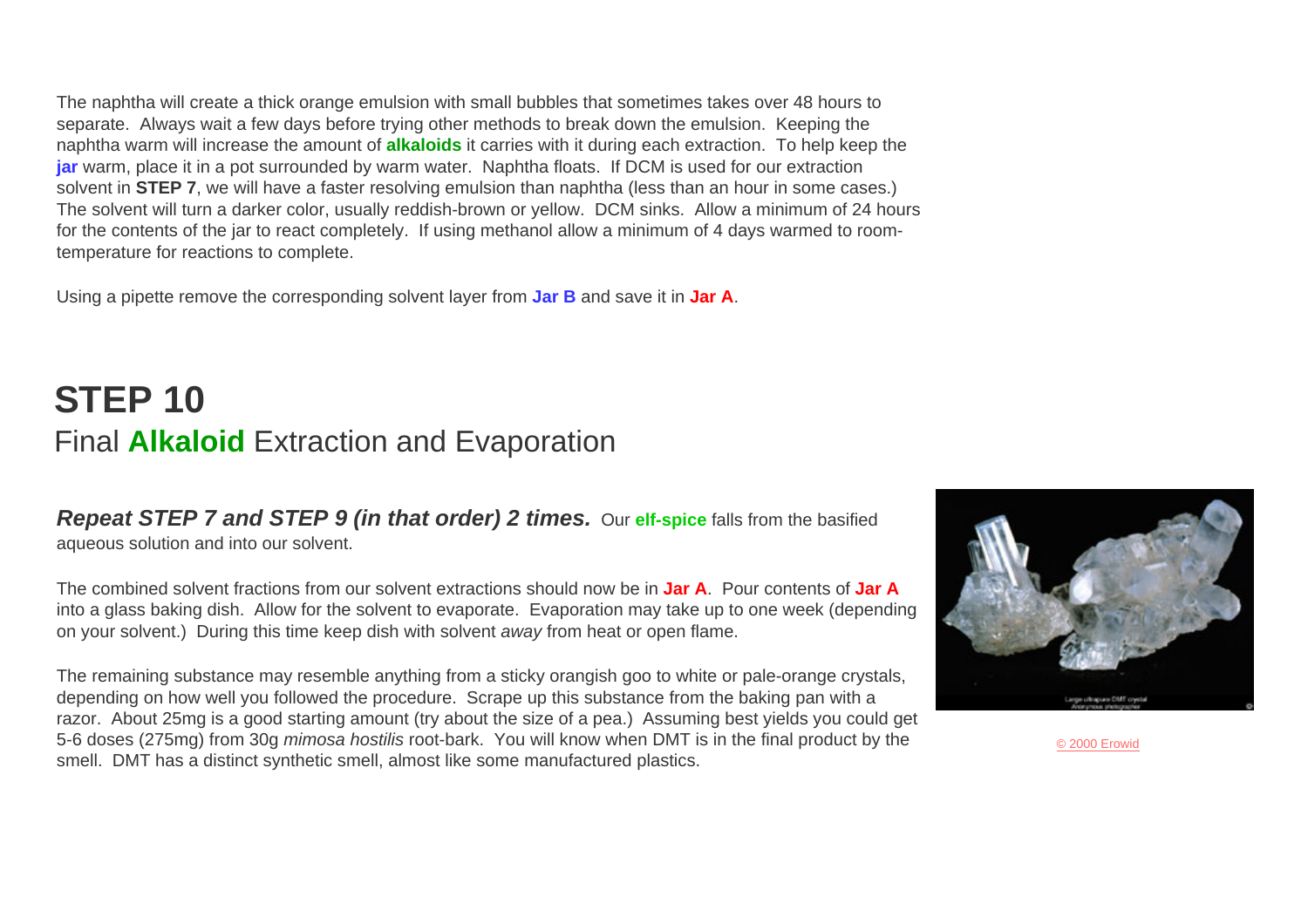The naphtha will create a thick orange emulsion with small bubbles that sometimes takes over 48 hours to separate. Always wait a few days before trying other methods to break down the emulsion. Keeping the naphtha warm will increase the amount of **alkaloids** it carries with it during each extraction. To help keep the **jar** warm, place it in a pot surrounded by warm water. Naphtha floats. If DCM is used for our extraction solvent in **STEP 7**, we will have a faster resolving emulsion than naphtha (less than an hour in some cases.) The solvent will turn a darker color, usually reddish-brown or yellow. DCM sinks. Allow a minimum of 24 hours for the contents of the jar to react completely. If using methanol allow a minimum of 4 days warmed to room-temperature for reactions to complete.

Using a pipette remove the corresponding solvent layer from **Jar B** and save it in **Jar A**.

# STEP 10

## Final **Alkaloid** Extraction and Evaporation

***Repeat STEP 7 and STEP 9 (in that order) 2 times.*** Our **elf-spice** falls from the basified aqueous solution and into our solvent.

The combined solvent fractions from our solvent extractions should now be in **Jar A**. Pour contents of **Jar A** into a glass baking dish. Allow for the solvent to evaporate. Evaporation may take up to one week (depending on your solvent.) During this time keep dish with solvent *away* from heat or open flame.

The remaining substance may resemble anything from a sticky orangish goo to white or pale-orange crystals, depending on how well you followed the procedure. Scrape up this substance from the baking pan with a razor. About 25mg is a good starting amount (try about the size of a pea.) Assuming best yields you could get 5-6 doses (275mg) from 30g *mimosa hostilis* root-bark. You will know when DMT is in the final product by the smell. DMT has a distinct synthetic smell, almost like some manufactured plastics.

© 2000 Erowid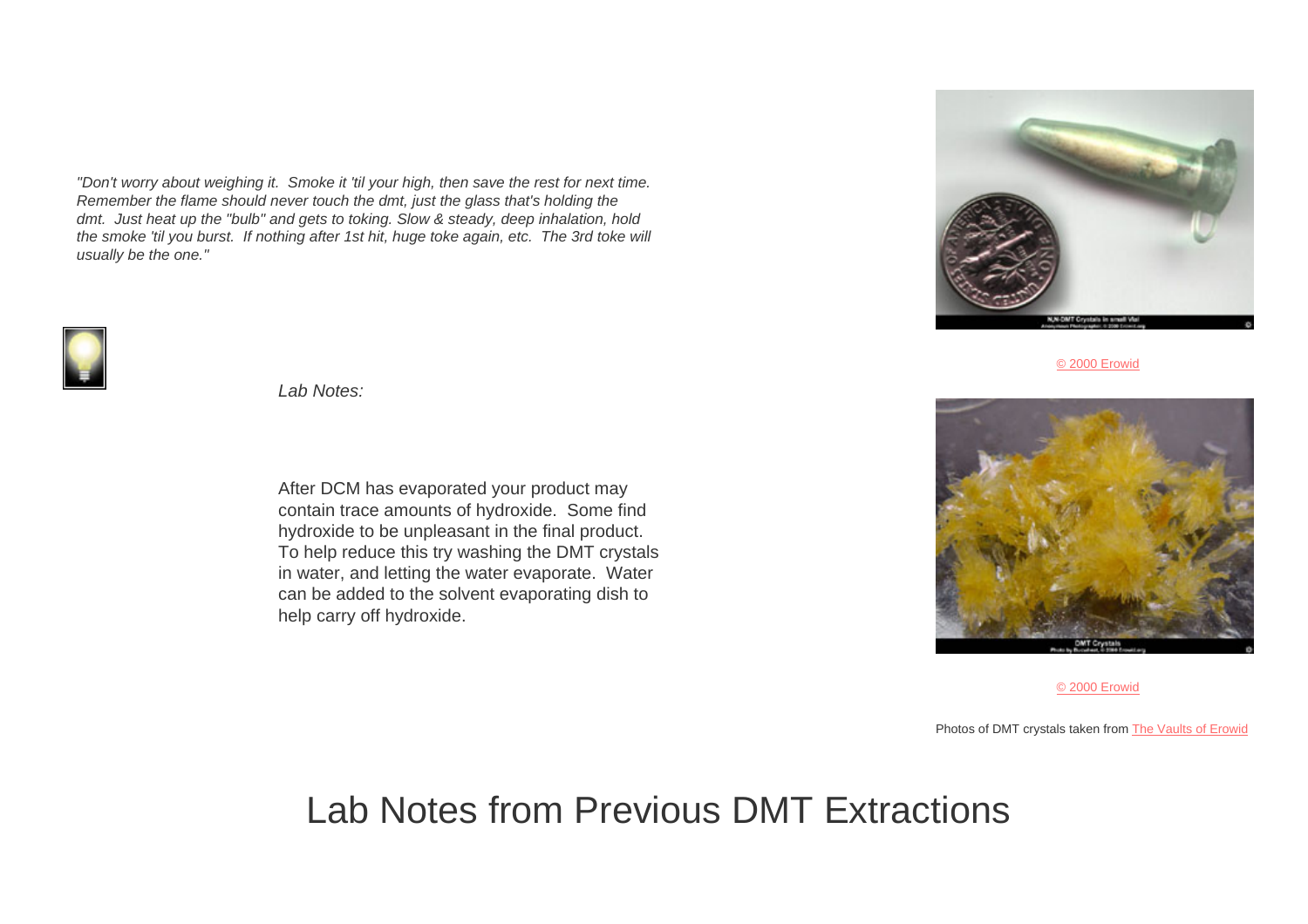*"Don't worry about weighing it. Smoke it 'til your high, then save the rest for next time. Remember the flame should never touch the dmt, just the glass that's holding the dmt. Just heat up the "bulb" and gets to toking. Slow & steady, deep inhalation, hold the smoke 'til you burst. If nothing after 1st hit, huge toke again, etc. The 3rd toke will usually be the one."*

© 2000 Erowid

*Lab Notes:*

After DCM has evaporated your product may contain trace amounts of hydroxide. Some find hydroxide to be unpleasant in the final product. To help reduce this try washing the DMT crystals in water, and letting the water evaporate. Water can be added to the solvent evaporating dish to help carry off hydroxide.

© 2000 Erowid

Photos of DMT crystals taken from The Vaults of Erowid

# Lab Notes from Previous DMT Extractions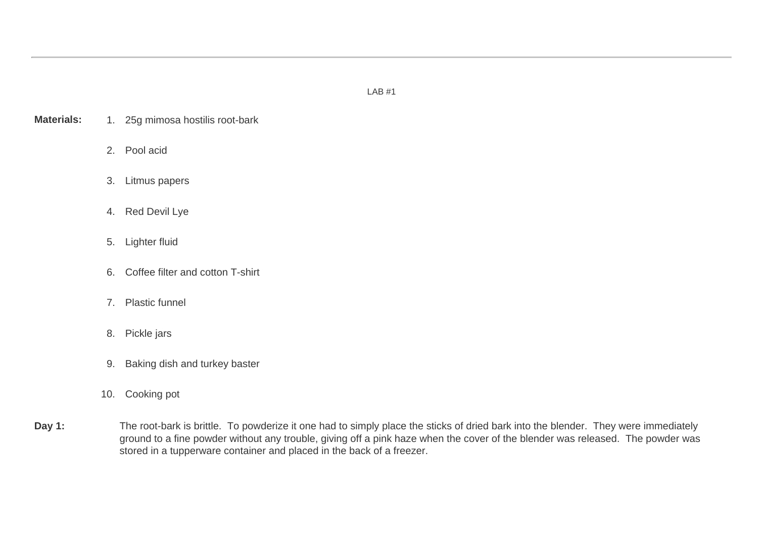LAB #1

**Materials:**

1. 25g mimosa hostilis root-bark
2. Pool acid
3. Litmus papers
4. Red Devil Lye
5. Lighter fluid
6. Coffee filter and cotton T-shirt
7. Plastic funnel
8. Pickle jars
9. Baking dish and turkey baster
10. Cooking pot

**Day 1:** The root-bark is brittle. To powderize it one had to simply place the sticks of dried bark into the blender. They were immediately ground to a fine powder without any trouble, giving off a pink haze when the cover of the blender was released. The powder was stored in a tupperware container and placed in the back of a freezer.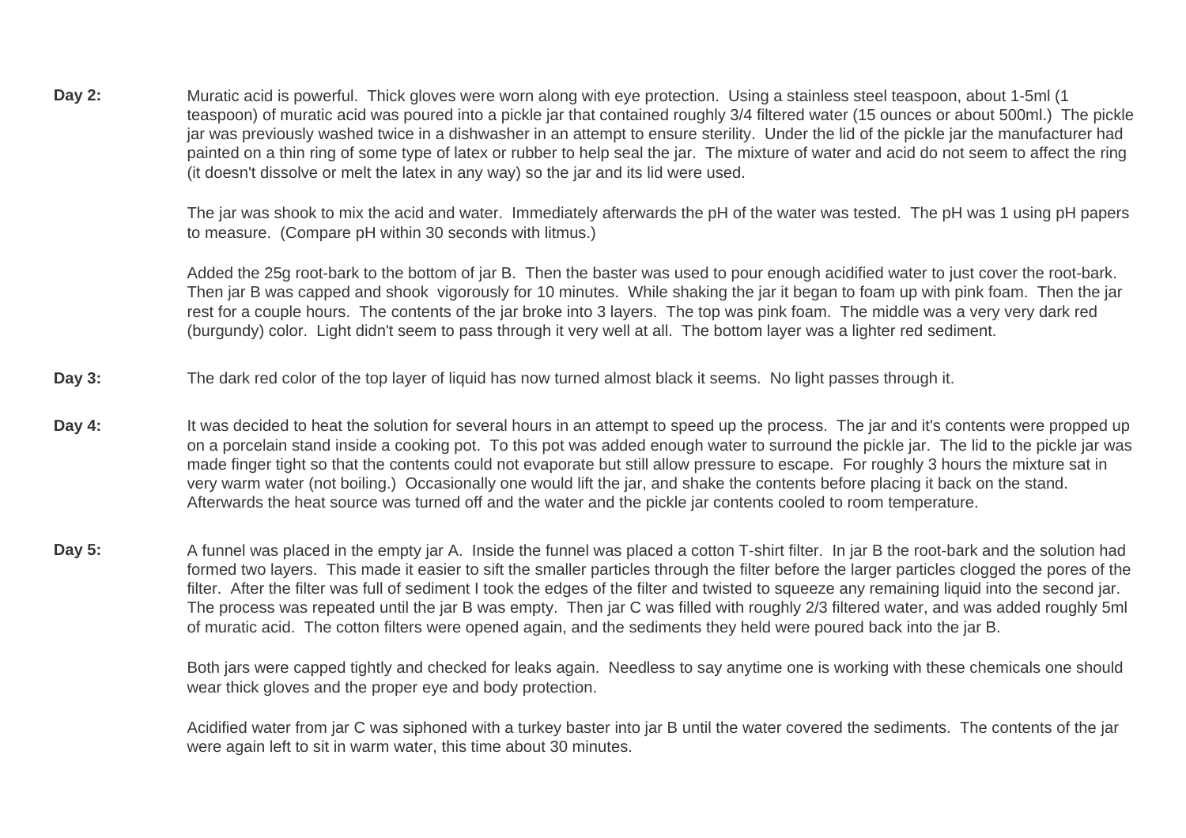**Day 2:** Muratic acid is powerful. Thick gloves were worn along with eye protection. Using a stainless steel teaspoon, about 1-5ml (1 teaspoon) of muratic acid was poured into a pickle jar that contained roughly 3/4 filtered water (15 ounces or about 500ml.) The pickle jar was previously washed twice in a dishwasher in an attempt to ensure sterility. Under the lid of the pickle jar the manufacturer had painted on a thin ring of some type of latex or rubber to help seal the jar. The mixture of water and acid do not seem to affect the ring (it doesn't dissolve or melt the latex in any way) so the jar and its lid were used.

The jar was shook to mix the acid and water. Immediately afterwards the pH of the water was tested. The pH was 1 using pH papers to measure. (Compare pH within 30 seconds with litmus.)

Added the 25g root-bark to the bottom of jar B. Then the baster was used to pour enough acidified water to just cover the root-bark. Then jar B was capped and shook vigorously for 10 minutes. While shaking the jar it began to foam up with pink foam. Then the jar rest for a couple hours. The contents of the jar broke into 3 layers. The top was pink foam. The middle was a very very dark red (burgundy) color. Light didn't seem to pass through it very well at all. The bottom layer was a lighter red sediment.

**Day 3:** The dark red color of the top layer of liquid has now turned almost black it seems. No light passes through it.

**Day 4:** It was decided to heat the solution for several hours in an attempt to speed up the process. The jar and it's contents were propped up on a porcelain stand inside a cooking pot. To this pot was added enough water to surround the pickle jar. The lid to the pickle jar was made finger tight so that the contents could not evaporate but still allow pressure to escape. For roughly 3 hours the mixture sat in very warm water (not boiling.) Occasionally one would lift the jar, and shake the contents before placing it back on the stand. Afterwards the heat source was turned off and the water and the pickle jar contents cooled to room temperature.

**Day 5:** A funnel was placed in the empty jar A. Inside the funnel was placed a cotton T-shirt filter. In jar B the root-bark and the solution had formed two layers. This made it easier to sift the smaller particles through the filter before the larger particles clogged the pores of the filter. After the filter was full of sediment I took the edges of the filter and twisted to squeeze any remaining liquid into the second jar. The process was repeated until the jar B was empty. Then jar C was filled with roughly 2/3 filtered water, and was added roughly 5ml of muratic acid. The cotton filters were opened again, and the sediments they held were poured back into the jar B.

Both jars were capped tightly and checked for leaks again. Needless to say anytime one is working with these chemicals one should wear thick gloves and the proper eye and body protection.

Acidified water from jar C was siphoned with a turkey baster into jar B until the water covered the sediments. The contents of the jar were again left to sit in warm water, this time about 30 minutes.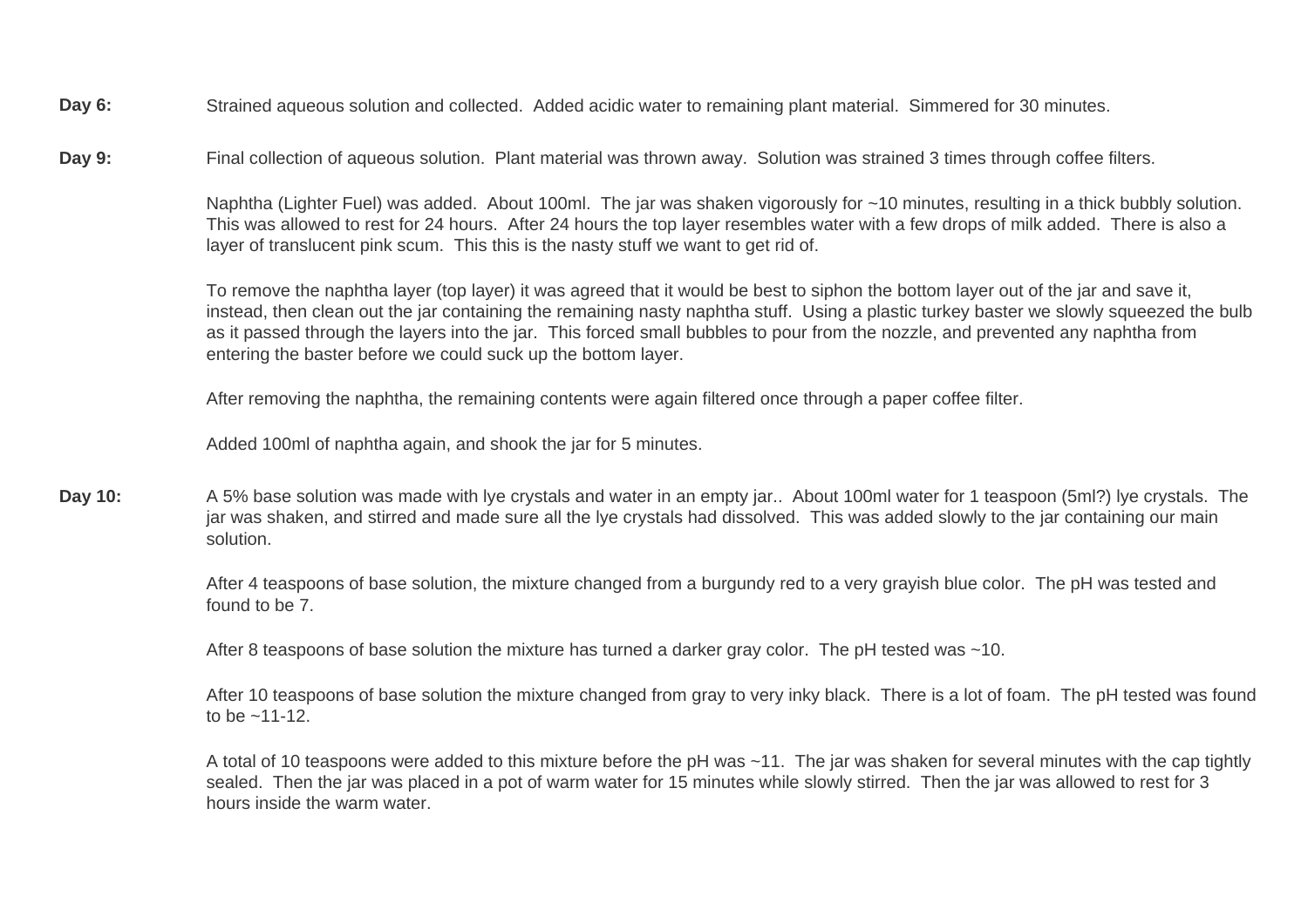**Day 6:** Strained aqueous solution and collected. Added acidic water to remaining plant material. Simmered for 30 minutes.

**Day 9:** Final collection of aqueous solution. Plant material was thrown away. Solution was strained 3 times through coffee filters.

Naphtha (Lighter Fuel) was added. About 100ml. The jar was shaken vigorously for ~10 minutes, resulting in a thick bubbly solution. This was allowed to rest for 24 hours. After 24 hours the top layer resembles water with a few drops of milk added. There is also a layer of translucent pink scum. This this is the nasty stuff we want to get rid of.

To remove the naphtha layer (top layer) it was agreed that it would be best to siphon the bottom layer out of the jar and save it, instead, then clean out the jar containing the remaining nasty naphtha stuff. Using a plastic turkey baster we slowly squeezed the bulb as it passed through the layers into the jar. This forced small bubbles to pour from the nozzle, and prevented any naphtha from entering the baster before we could suck up the bottom layer.

After removing the naphtha, the remaining contents were again filtered once through a paper coffee filter.

Added 100ml of naphtha again, and shook the jar for 5 minutes.

**Day 10:** A 5% base solution was made with lye crystals and water in an empty jar.. About 100ml water for 1 teaspoon (5ml?) lye crystals. The jar was shaken, and stirred and made sure all the lye crystals had dissolved. This was added slowly to the jar containing our main solution.

After 4 teaspoons of base solution, the mixture changed from a burgundy red to a very grayish blue color. The pH was tested and found to be 7.

After 8 teaspoons of base solution the mixture has turned a darker gray color. The pH tested was ~10.

After 10 teaspoons of base solution the mixture changed from gray to very inky black. There is a lot of foam. The pH tested was found to be ~11-12.

A total of 10 teaspoons were added to this mixture before the pH was ~11. The jar was shaken for several minutes with the cap tightly sealed. Then the jar was placed in a pot of warm water for 15 minutes while slowly stirred. Then the jar was allowed to rest for 3 hours inside the warm water.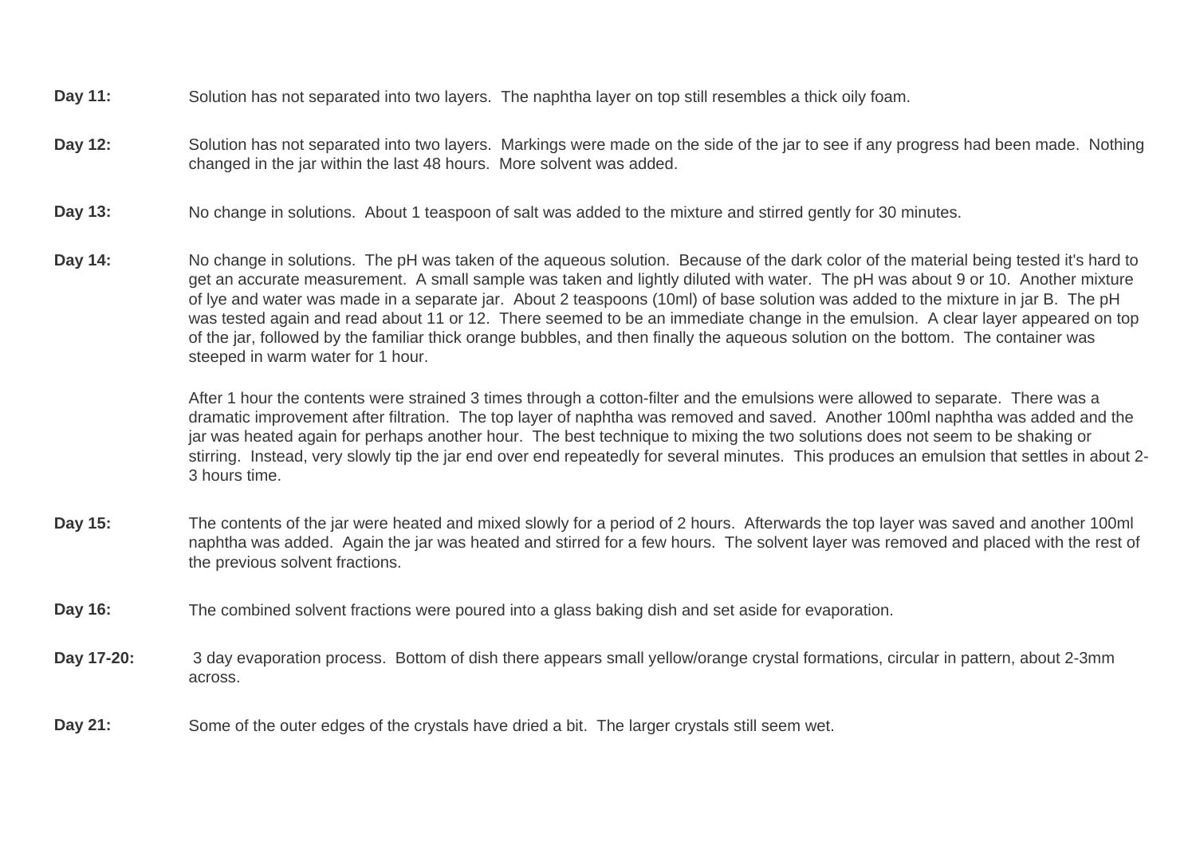**Day 11:** Solution has not separated into two layers. The naphtha layer on top still resembles a thick oily foam.

**Day 12:** Solution has not separated into two layers. Markings were made on the side of the jar to see if any progress had been made. Nothing changed in the jar within the last 48 hours. More solvent was added.

**Day 13:** No change in solutions. About 1 teaspoon of salt was added to the mixture and stirred gently for 30 minutes.

**Day 14:** No change in solutions. The pH was taken of the aqueous solution. Because of the dark color of the material being tested it's hard to get an accurate measurement. A small sample was taken and lightly diluted with water. The pH was about 9 or 10. Another mixture of lye and water was made in a separate jar. About 2 teaspoons (10ml) of base solution was added to the mixture in jar B. The pH was tested again and read about 11 or 12. There seemed to be an immediate change in the emulsion. A clear layer appeared on top of the jar, followed by the familiar thick orange bubbles, and then finally the aqueous solution on the bottom. The container was steeped in warm water for 1 hour.

After 1 hour the contents were strained 3 times through a cotton-filter and the emulsions were allowed to separate. There was a dramatic improvement after filtration. The top layer of naphtha was removed and saved. Another 100ml naphtha was added and the jar was heated again for perhaps another hour. The best technique to mixing the two solutions does not seem to be shaking or stirring. Instead, very slowly tip the jar end over end repeatedly for several minutes. This produces an emulsion that settles in about 2-3 hours time.

**Day 15:** The contents of the jar were heated and mixed slowly for a period of 2 hours. Afterwards the top layer was saved and another 100ml naphtha was added. Again the jar was heated and stirred for a few hours. The solvent layer was removed and placed with the rest of the previous solvent fractions.

**Day 16:** The combined solvent fractions were poured into a glass baking dish and set aside for evaporation.

**Day 17-20:** 3 day evaporation process. Bottom of dish there appears small yellow/orange crystal formations, circular in pattern, about 2-3mm across.

**Day 21:** Some of the outer edges of the crystals have dried a bit. The larger crystals still seem wet.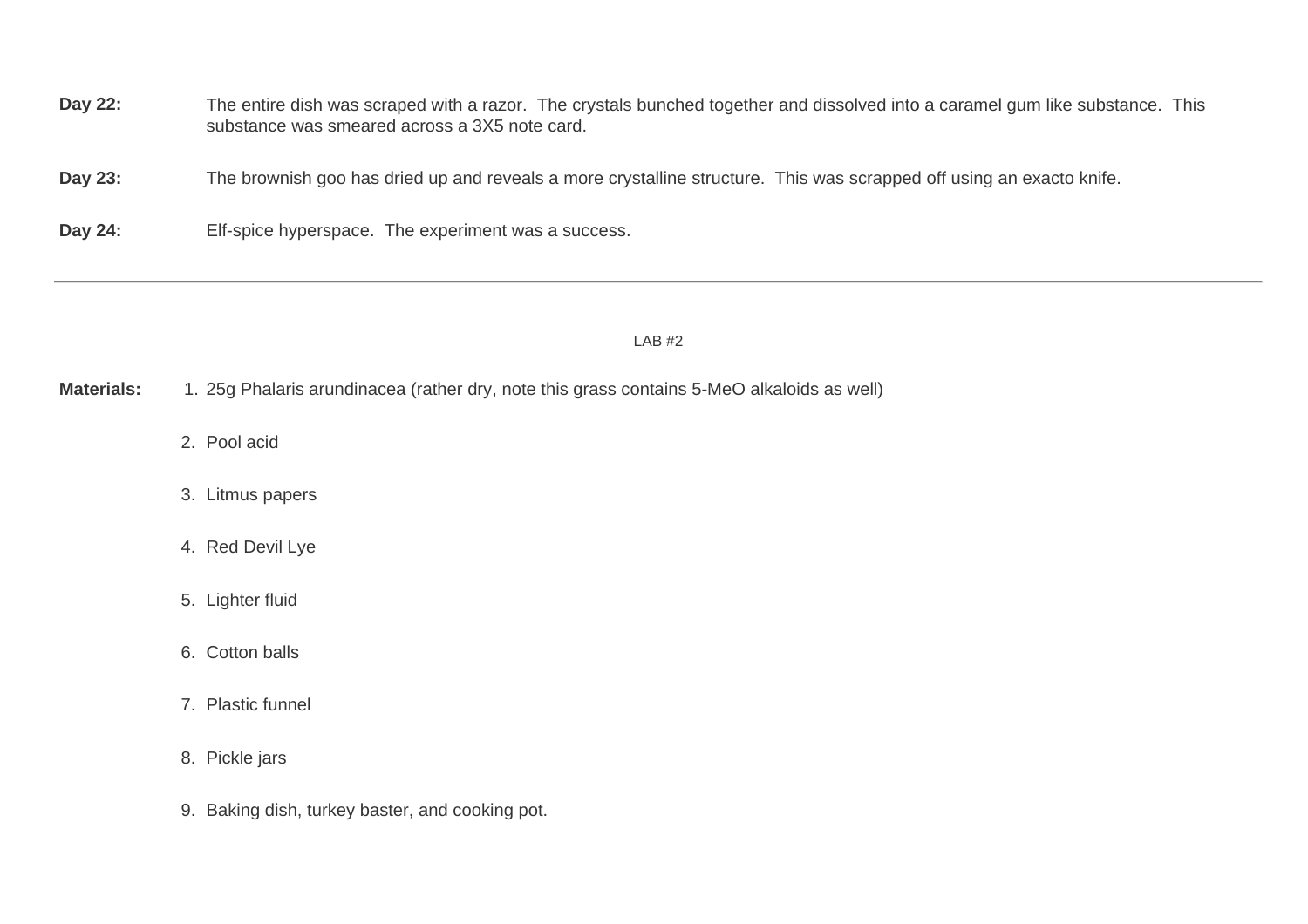**Day 22:** The entire dish was scraped with a razor. The crystals bunched together and dissolved into a caramel gum like substance. This substance was smeared across a 3X5 note card.

**Day 23:** The brownish goo has dried up and reveals a more crystalline structure. This was scrapped off using an exacto knife.

**Day 24:** Elf-spice hyperspace. The experiment was a success.

---

LAB #2

**Materials:**

1. 25g Phalaris arundinacea (rather dry, note this grass contains 5-MeO alkaloids as well)
2. Pool acid
3. Litmus papers
4. Red Devil Lye
5. Lighter fluid
6. Cotton balls
7. Plastic funnel
8. Pickle jars
9. Baking dish, turkey baster, and cooking pot.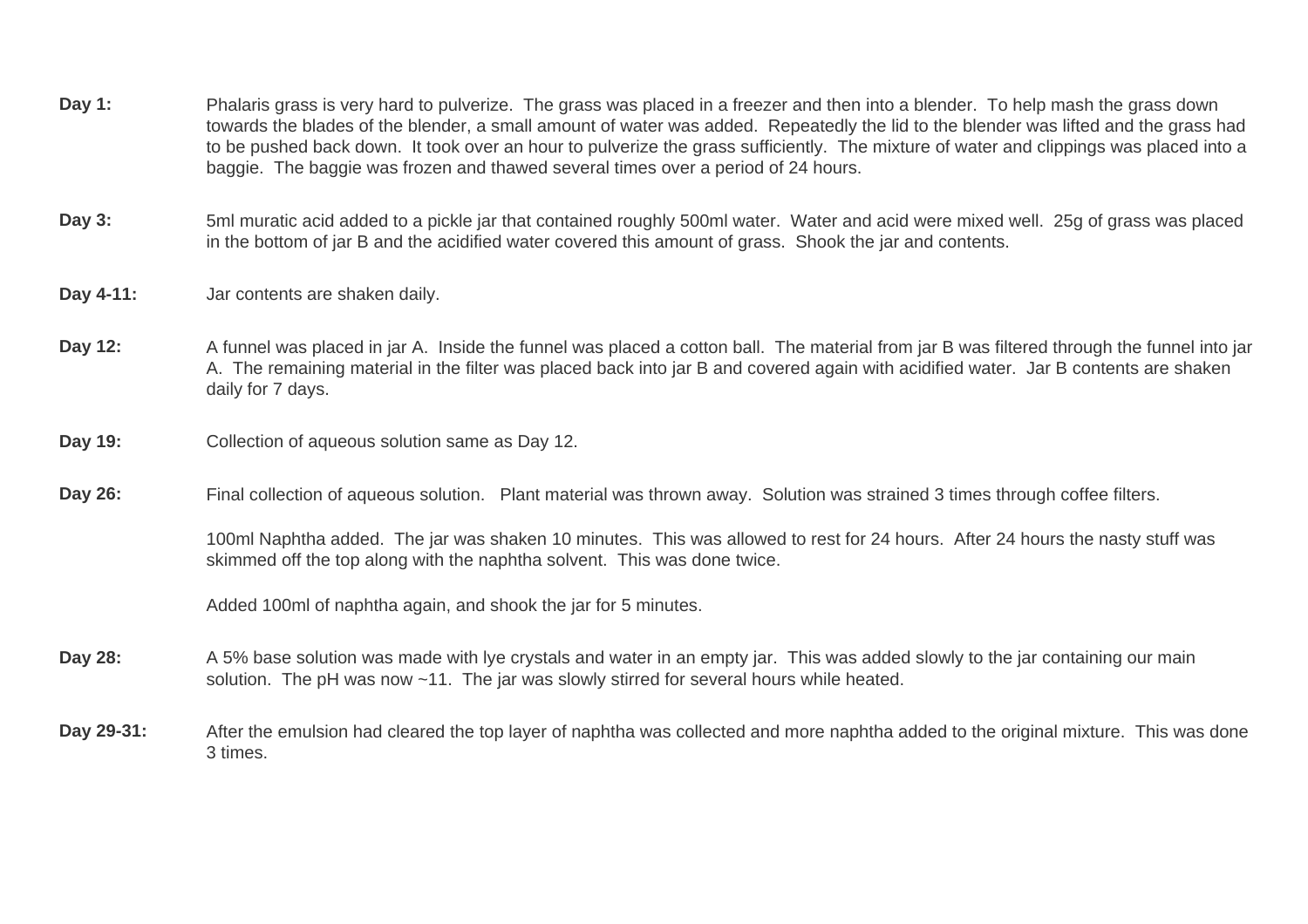**Day 1:** Phalaris grass is very hard to pulverize. The grass was placed in a freezer and then into a blender. To help mash the grass down towards the blades of the blender, a small amount of water was added. Repeatedly the lid to the blender was lifted and the grass had to be pushed back down. It took over an hour to pulverize the grass sufficiently. The mixture of water and clippings was placed into a baggie. The baggie was frozen and thawed several times over a period of 24 hours.

**Day 3:** 5ml muratic acid added to a pickle jar that contained roughly 500ml water. Water and acid were mixed well. 25g of grass was placed in the bottom of jar B and the acidified water covered this amount of grass. Shook the jar and contents.

**Day 4-11:** Jar contents are shaken daily.

**Day 12:** A funnel was placed in jar A. Inside the funnel was placed a cotton ball. The material from jar B was filtered through the funnel into jar A. The remaining material in the filter was placed back into jar B and covered again with acidified water. Jar B contents are shaken daily for 7 days.

**Day 19:** Collection of aqueous solution same as Day 12.

**Day 26:** Final collection of aqueous solution. Plant material was thrown away. Solution was strained 3 times through coffee filters.

100ml Naphtha added. The jar was shaken 10 minutes. This was allowed to rest for 24 hours. After 24 hours the nasty stuff was skimmed off the top along with the naphtha solvent. This was done twice.

Added 100ml of naphtha again, and shook the jar for 5 minutes.

**Day 28:** A 5% base solution was made with lye crystals and water in an empty jar. This was added slowly to the jar containing our main solution. The pH was now ~11. The jar was slowly stirred for several hours while heated.

**Day 29-31:** After the emulsion had cleared the top layer of naphtha was collected and more naphtha added to the original mixture. This was done 3 times.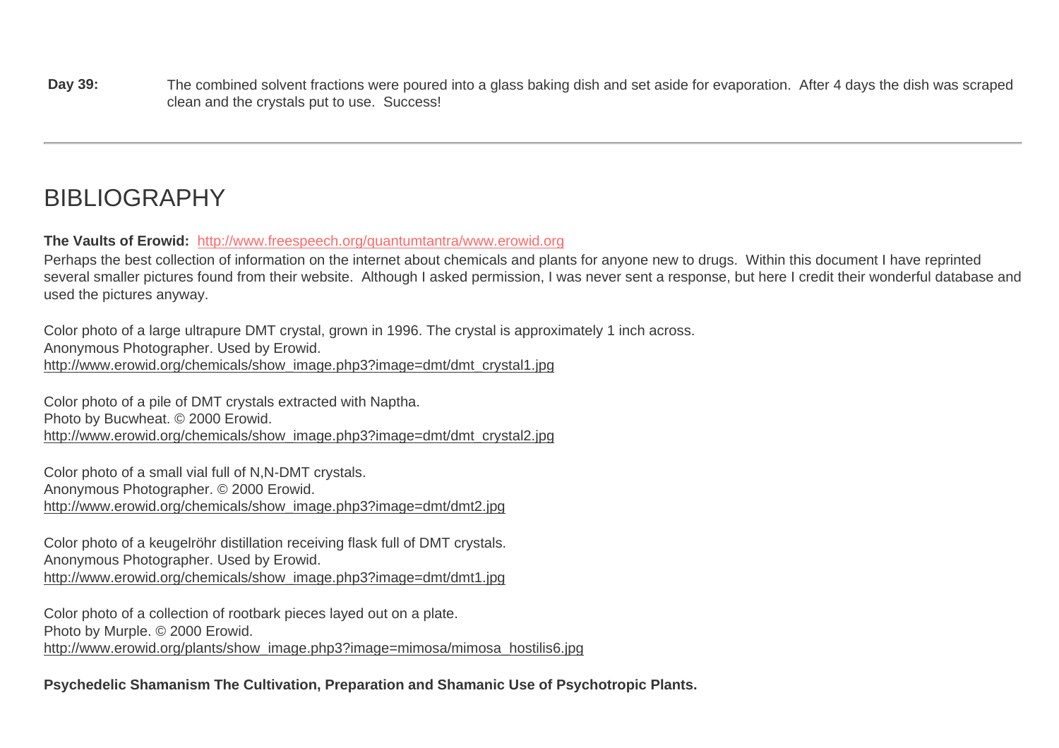**Day 39:** The combined solvent fractions were poured into a glass baking dish and set aside for evaporation. After 4 days the dish was scraped clean and the crystals put to use. Success!

---

# BIBLIOGRAPHY

**The Vaults of Erowid:** [http://www.freespeech.org/quantumtantra/www.erowid.org](http://www.freespeech.org/quantumtantra/www.erowid.org)

Perhaps the best collection of information on the internet about chemicals and plants for anyone new to drugs. Within this document I have reprinted several smaller pictures found from their website. Although I asked permission, I was never sent a response, but here I credit their wonderful database and used the pictures anyway.

Color photo of a large ultrapure DMT crystal, grown in 1996. The crystal is approximately 1 inch across.
Anonymous Photographer. Used by Erowid.
http://www.erowid.org/chemicals/show_image.php3?image=dmt/dmt_crystal1.jpg

Color photo of a pile of DMT crystals extracted with Naptha.
Photo by Bucwheat. © 2000 Erowid.
http://www.erowid.org/chemicals/show_image.php3?image=dmt/dmt_crystal2.jpg

Color photo of a small vial full of N,N-DMT crystals.
Anonymous Photographer. © 2000 Erowid.
http://www.erowid.org/chemicals/show_image.php3?image=dmt/dmt2.jpg

Color photo of a keugelröhr distillation receiving flask full of DMT crystals.
Anonymous Photographer. Used by Erowid.
http://www.erowid.org/chemicals/show_image.php3?image=dmt/dmt1.jpg

Color photo of a collection of rootbark pieces layed out on a plate.
Photo by Murple. © 2000 Erowid.
http://www.erowid.org/plants/show_image.php3?image=mimosa/mimosa_hostilis6.jpg

**Psychedelic Shamanism The Cultivation, Preparation and Shamanic Use of Psychotropic Plants.**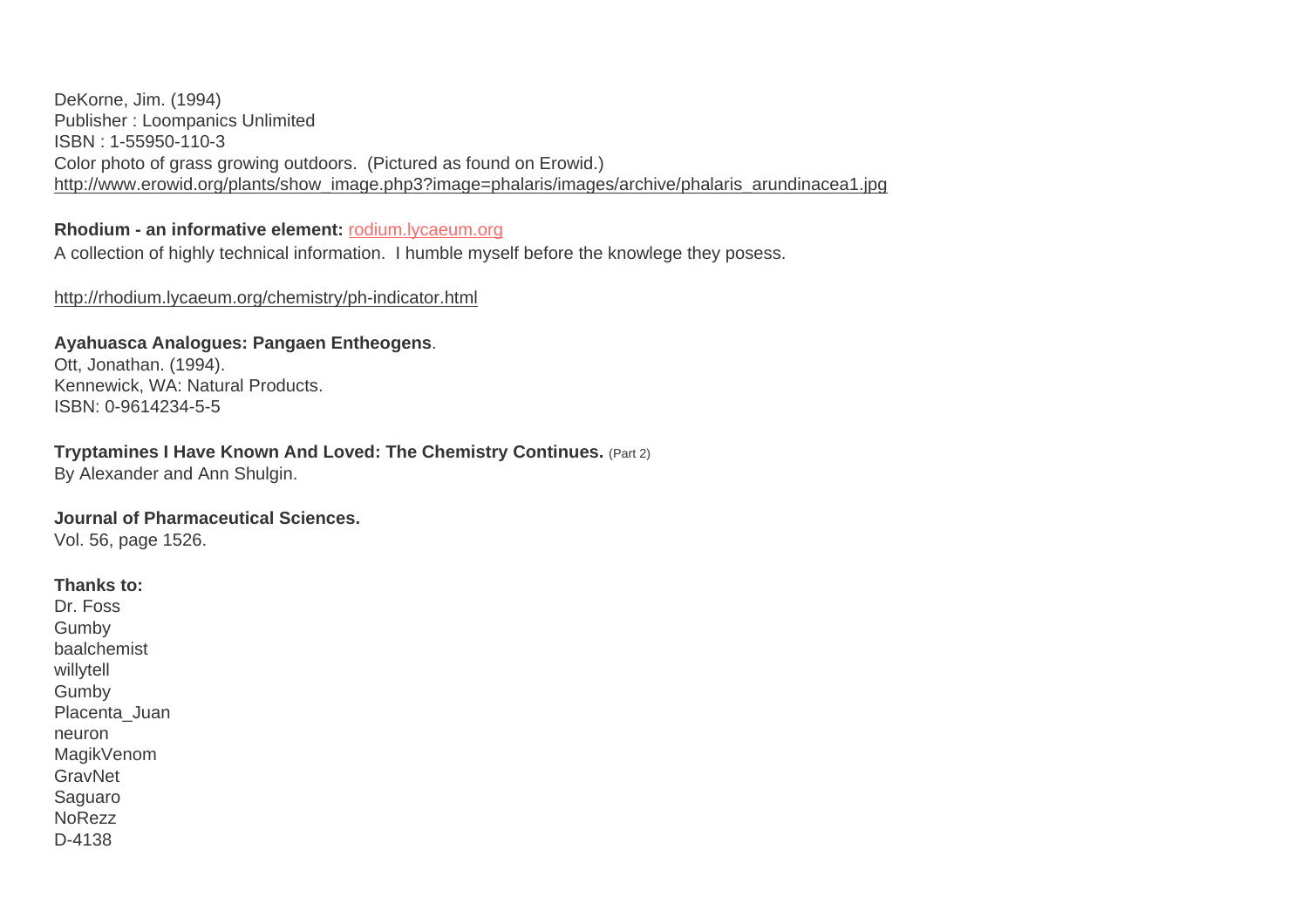DeKorne, Jim. (1994)
Publisher : Loompanics Unlimited
ISBN : 1-55950-110-3
Color photo of grass growing outdoors. (Pictured as found on Erowid.)
[http://www.erowid.org/plants/show_image.php3?image=phalaris/images/archive/phalaris_arundinacea1.jpg](http://www.erowid.org/plants/show_image.php3?image=phalaris/images/archive/phalaris_arundinacea1.jpg)

**Rhodium - an informative element:** [rodium.lycaeum.org](rodium.lycaeum.org)
A collection of highly technical information. I humble myself before the knowlege they posess.

[http://rhodium.lycaeum.org/chemistry/ph-indicator.html](http://rhodium.lycaeum.org/chemistry/ph-indicator.html)

**Ayahuasca Analogues: Pangaen Entheogens**.
Ott, Jonathan. (1994).
Kennewick, WA: Natural Products.
ISBN: 0-9614234-5-5

**Tryptamines I Have Known And Loved: The Chemistry Continues.** (Part 2)
By Alexander and Ann Shulgin.

**Journal of Pharmaceutical Sciences.**
Vol. 56, page 1526.

**Thanks to:**
Dr. Foss
Gumby
baalchemist
willytell
Gumby
Placenta_Juan
neuron
MagikVenom
GravNet
Saguaro
NoRezz
D-4138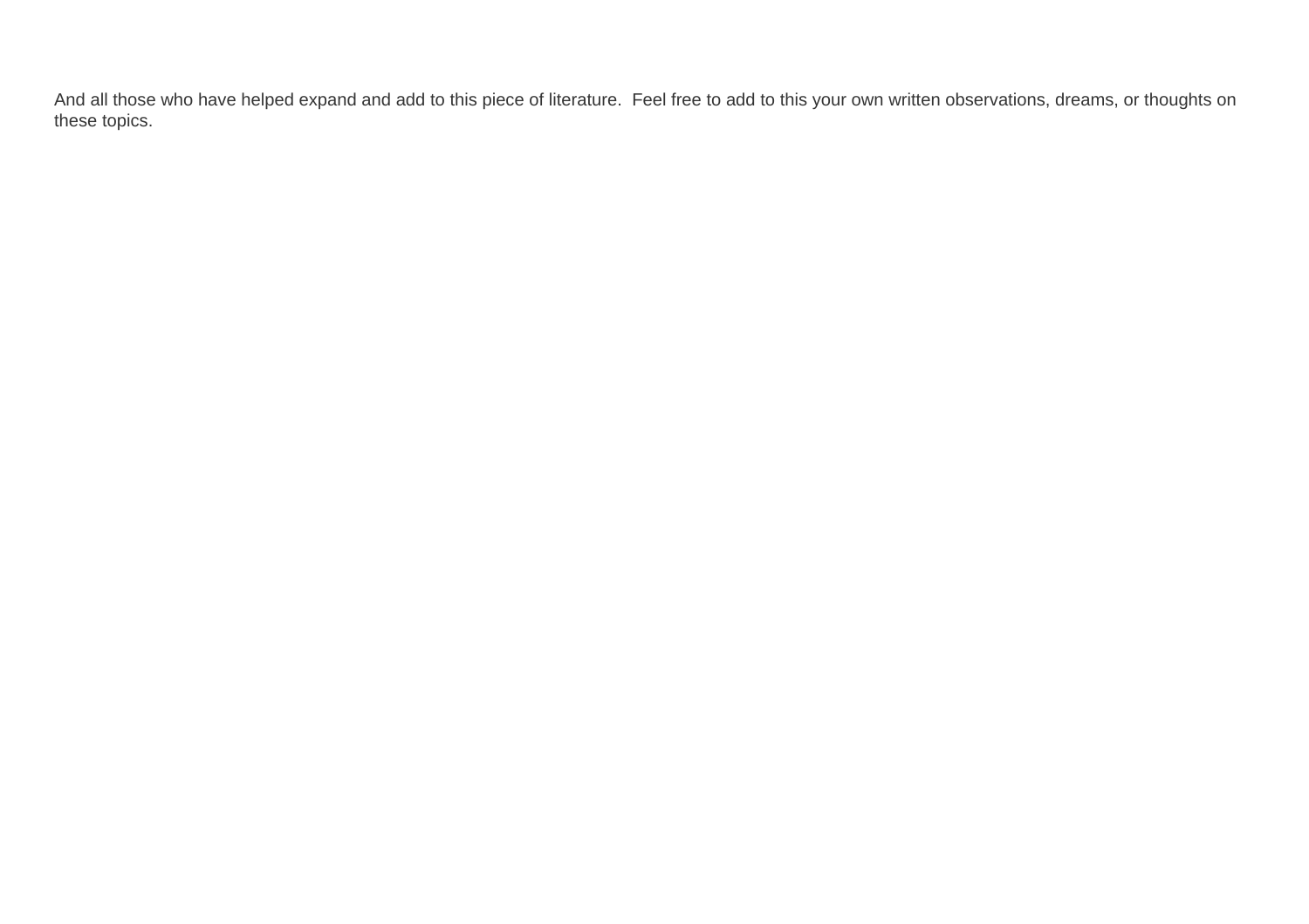And all those who have helped expand and add to this piece of literature.  Feel free to add to this your own written observations, dreams, or thoughts on these topics.